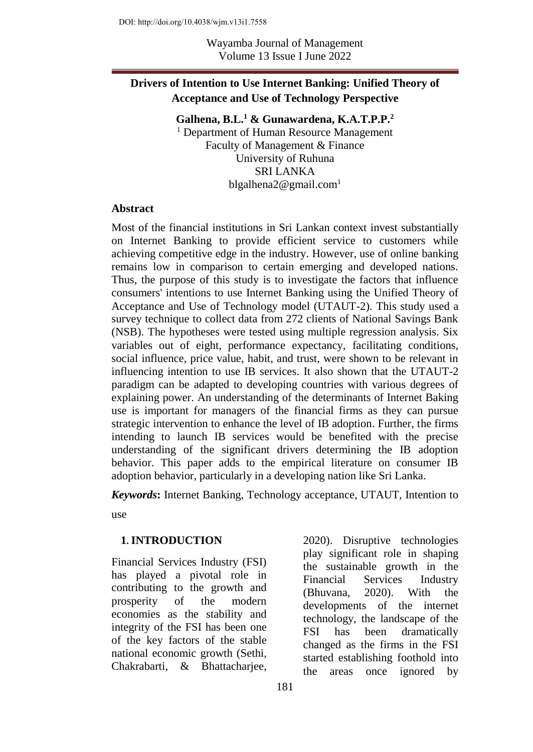DOI: http://doi.org/10.4038/wjm.v13i1.7558

# Drivers of Intention to Use Internet Banking: Unified Theory of Acceptance and Use of Technology Perspective

**Galhena, B.L.[1] & Gunawardena, K.A.T.P.P.[2]**

[1] Department of Human Resource Management
Faculty of Management & Finance
University of Ruhuna
SRI LANKA
blgalhena2@gmail.com[1]

## Abstract

Most of the financial institutions in Sri Lankan context invest substantially on Internet Banking to provide efficient service to customers while achieving competitive edge in the industry. However, use of online banking remains low in comparison to certain emerging and developed nations. Thus, the purpose of this study is to investigate the factors that influence consumers' intentions to use Internet Banking using the Unified Theory of Acceptance and Use of Technology model (UTAUT-2). This study used a survey technique to collect data from 272 clients of National Savings Bank (NSB). The hypotheses were tested using multiple regression analysis. Six variables out of eight, performance expectancy, facilitating conditions, social influence, price value, habit, and trust, were shown to be relevant in influencing intention to use IB services. It also shown that the UTAUT-2 paradigm can be adapted to developing countries with various degrees of explaining power. An understanding of the determinants of Internet Baking use is important for managers of the financial firms as they can pursue strategic intervention to enhance the level of IB adoption. Further, the firms intending to launch IB services would be benefited with the precise understanding of the significant drivers determining the IB adoption behavior. This paper adds to the empirical literature on consumer IB adoption behavior, particularly in a developing nation like Sri Lanka.

***Keywords*:** Internet Banking, Technology acceptance, UTAUT, Intention to use

## 1. INTRODUCTION

Financial Services Industry (FSI) has played a pivotal role in contributing to the growth and prosperity of the modern economies as the stability and integrity of the FSI has been one of the key factors of the stable national economic growth (Sethi, Chakrabarti, & Bhattacharjee, 2020). Disruptive technologies play significant role in shaping the sustainable growth in the Financial Services Industry (Bhuvana, 2020). With the developments of the internet technology, the landscape of the FSI has been dramatically changed as the firms in the FSI started establishing foothold into the areas once ignored by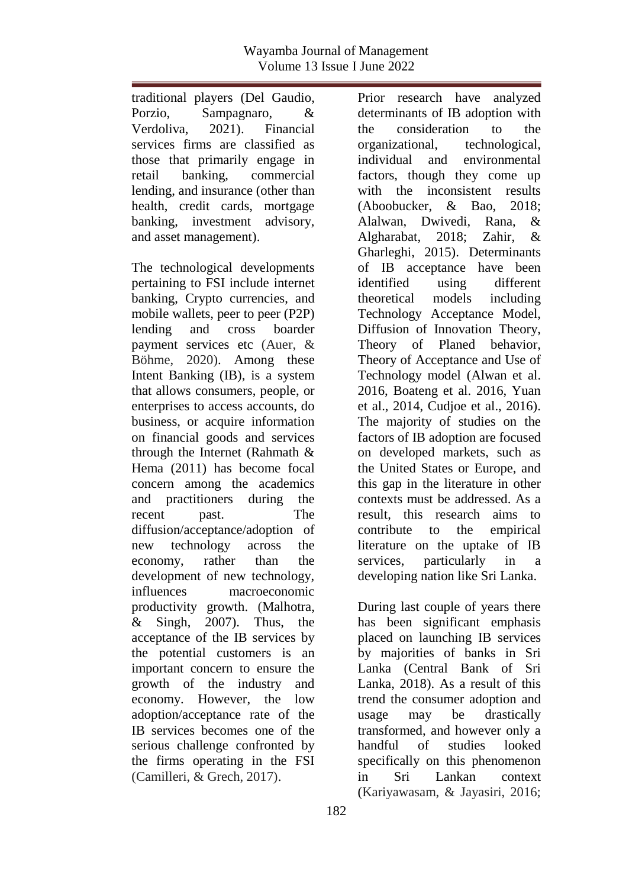traditional players (Del Gaudio, Porzio, Sampagnaro, & Verdoliva, 2021). Financial services firms are classified as those that primarily engage in retail banking, commercial lending, and insurance (other than health, credit cards, mortgage banking, investment advisory, and asset management).

The technological developments pertaining to FSI include internet banking, Crypto currencies, and mobile wallets, peer to peer (P2P) lending and cross boarder payment services etc (Auer, & Böhme, 2020). Among these Intent Banking (IB), is a system that allows consumers, people, or enterprises to access accounts, do business, or acquire information on financial goods and services through the Internet (Rahmath & Hema (2011) has become focal concern among the academics and practitioners during the recent past. The diffusion/acceptance/adoption of new technology across the economy, rather than the development of new technology, influences macroeconomic productivity growth. (Malhotra, & Singh, 2007). Thus, the acceptance of the IB services by the potential customers is an important concern to ensure the growth of the industry and economy. However, the low adoption/acceptance rate of the IB services becomes one of the serious challenge confronted by the firms operating in the FSI (Camilleri, & Grech, 2017).

Prior research have analyzed determinants of IB adoption with the consideration to the organizational, technological, individual and environmental factors, though they come up with the inconsistent results (Aboobucker, & Bao, 2018; Alalwan, Dwivedi, Rana, & Algharabat, 2018; Zahir, & Gharleghi, 2015). Determinants of IB acceptance have been identified using different theoretical models including Technology Acceptance Model, Diffusion of Innovation Theory, Theory of Planed behavior, Theory of Acceptance and Use of Technology model (Alwan et al. 2016, Boateng et al. 2016, Yuan et al., 2014, Cudjoe et al., 2016). The majority of studies on the factors of IB adoption are focused on developed markets, such as the United States or Europe, and this gap in the literature in other contexts must be addressed. As a result, this research aims to contribute to the empirical literature on the uptake of IB services, particularly in a developing nation like Sri Lanka.

During last couple of years there has been significant emphasis placed on launching IB services by majorities of banks in Sri Lanka (Central Bank of Sri Lanka, 2018). As a result of this trend the consumer adoption and usage may be drastically transformed, and however only a handful of studies looked specifically on this phenomenon in Sri Lankan context (Kariyawasam, & Jayasiri, 2016;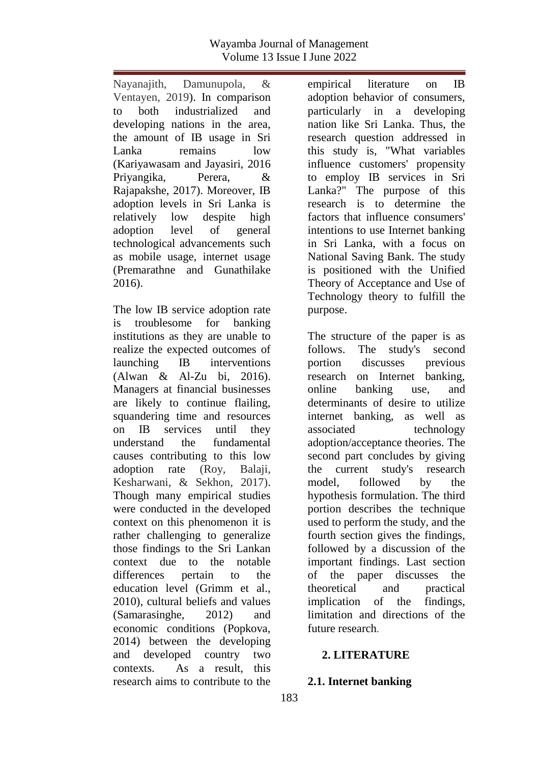Nayanajith, Damunupola, & Ventayen, 2019). In comparison to both industrialized and developing nations in the area, the amount of IB usage in Sri Lanka remains low (Kariyawasam and Jayasiri, 2016 Priyangika, Perera, & Rajapakshe, 2017). Moreover, IB adoption levels in Sri Lanka is relatively low despite high adoption level of general technological advancements such as mobile usage, internet usage (Premarathne and Gunathilake 2016).

The low IB service adoption rate is troublesome for banking institutions as they are unable to realize the expected outcomes of launching IB interventions (Alwan & Al-Zu bi, 2016). Managers at financial businesses are likely to continue flailing, squandering time and resources on IB services until they understand the fundamental causes contributing to this low adoption rate (Roy, Balaji, Kesharwani, & Sekhon, 2017). Though many empirical studies were conducted in the developed context on this phenomenon it is rather challenging to generalize those findings to the Sri Lankan context due to the notable differences pertain to the education level (Grimm et al., 2010), cultural beliefs and values (Samarasinghe, 2012) and economic conditions (Popkova, 2014) between the developing and developed country two contexts. As a result, this research aims to contribute to the empirical literature on IB adoption behavior of consumers, particularly in a developing nation like Sri Lanka. Thus, the research question addressed in this study is, "What variables influence customers' propensity to employ IB services in Sri Lanka?" The purpose of this research is to determine the factors that influence consumers' intentions to use Internet banking in Sri Lanka, with a focus on National Saving Bank. The study is positioned with the Unified Theory of Acceptance and Use of Technology theory to fulfill the purpose.

The structure of the paper is as follows. The study's second portion discusses previous research on Internet banking, online banking use, and determinants of desire to utilize internet banking, as well as associated technology adoption/acceptance theories. The second part concludes by giving the current study's research model, followed by the hypothesis formulation. The third portion describes the technique used to perform the study, and the fourth section gives the findings, followed by a discussion of the important findings. Last section of the paper discusses the theoretical and practical implication of the findings, limitation and directions of the future research.

## 2. LITERATURE

### 2.1. Internet banking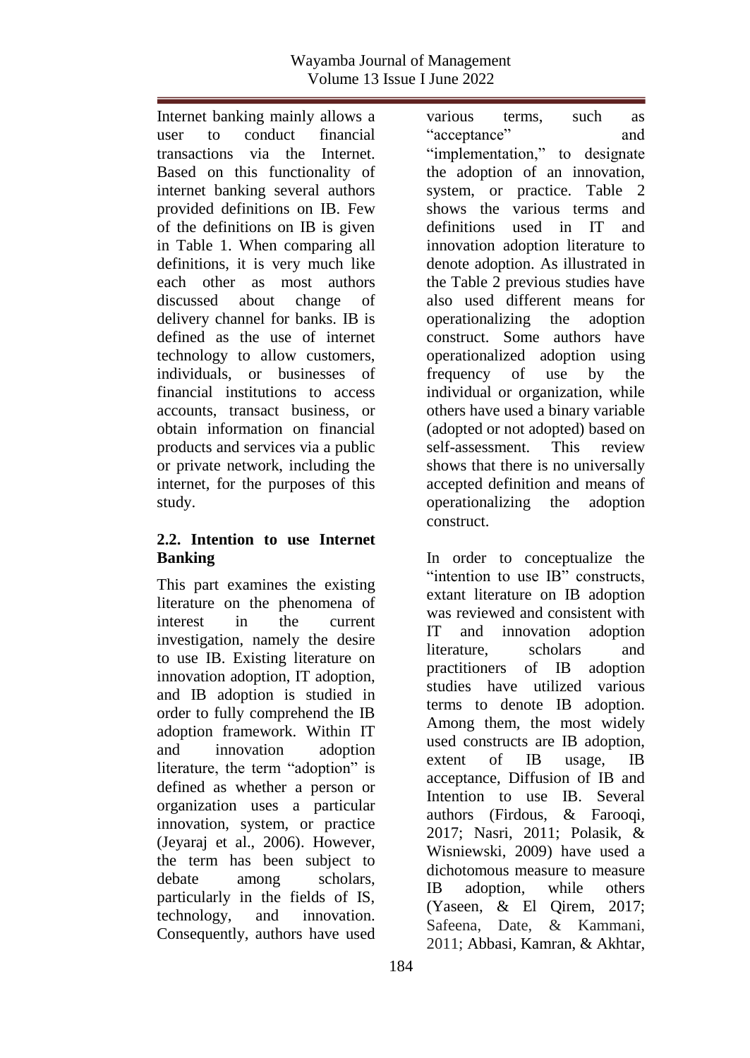Internet banking mainly allows a user to conduct financial transactions via the Internet. Based on this functionality of internet banking several authors provided definitions on IB. Few of the definitions on IB is given in Table 1. When comparing all definitions, it is very much like each other as most authors discussed about change of delivery channel for banks. IB is defined as the use of internet technology to allow customers, individuals, or businesses of financial institutions to access accounts, transact business, or obtain information on financial products and services via a public or private network, including the internet, for the purposes of this study.

## 2.2. Intention to use Internet Banking

This part examines the existing literature on the phenomena of interest in the current investigation, namely the desire to use IB. Existing literature on innovation adoption, IT adoption, and IB adoption is studied in order to fully comprehend the IB adoption framework. Within IT and innovation adoption literature, the term "adoption" is defined as whether a person or organization uses a particular innovation, system, or practice (Jeyaraj et al., 2006). However, the term has been subject to debate among scholars, particularly in the fields of IS, technology, and innovation. Consequently, authors have used various terms, such as "acceptance" and "implementation," to designate the adoption of an innovation, system, or practice. Table 2 shows the various terms and definitions used in IT and innovation adoption literature to denote adoption. As illustrated in the Table 2 previous studies have also used different means for operationalizing the adoption construct. Some authors have operationalized adoption using frequency of use by the individual or organization, while others have used a binary variable (adopted or not adopted) based on self-assessment. This review shows that there is no universally accepted definition and means of operationalizing the adoption construct.

In order to conceptualize the "intention to use IB" constructs, extant literature on IB adoption was reviewed and consistent with IT and innovation adoption literature, scholars and practitioners of IB adoption studies have utilized various terms to denote IB adoption. Among them, the most widely used constructs are IB adoption, extent of IB usage, IB acceptance, Diffusion of IB and Intention to use IB. Several authors (Firdous, & Farooqi, 2017; Nasri, 2011; Polasik, & Wisniewski, 2009) have used a dichotomous measure to measure IB adoption, while others (Yaseen, & El Qirem, 2017; Safeena, Date, & Kammani, 2011; Abbasi, Kamran, & Akhtar,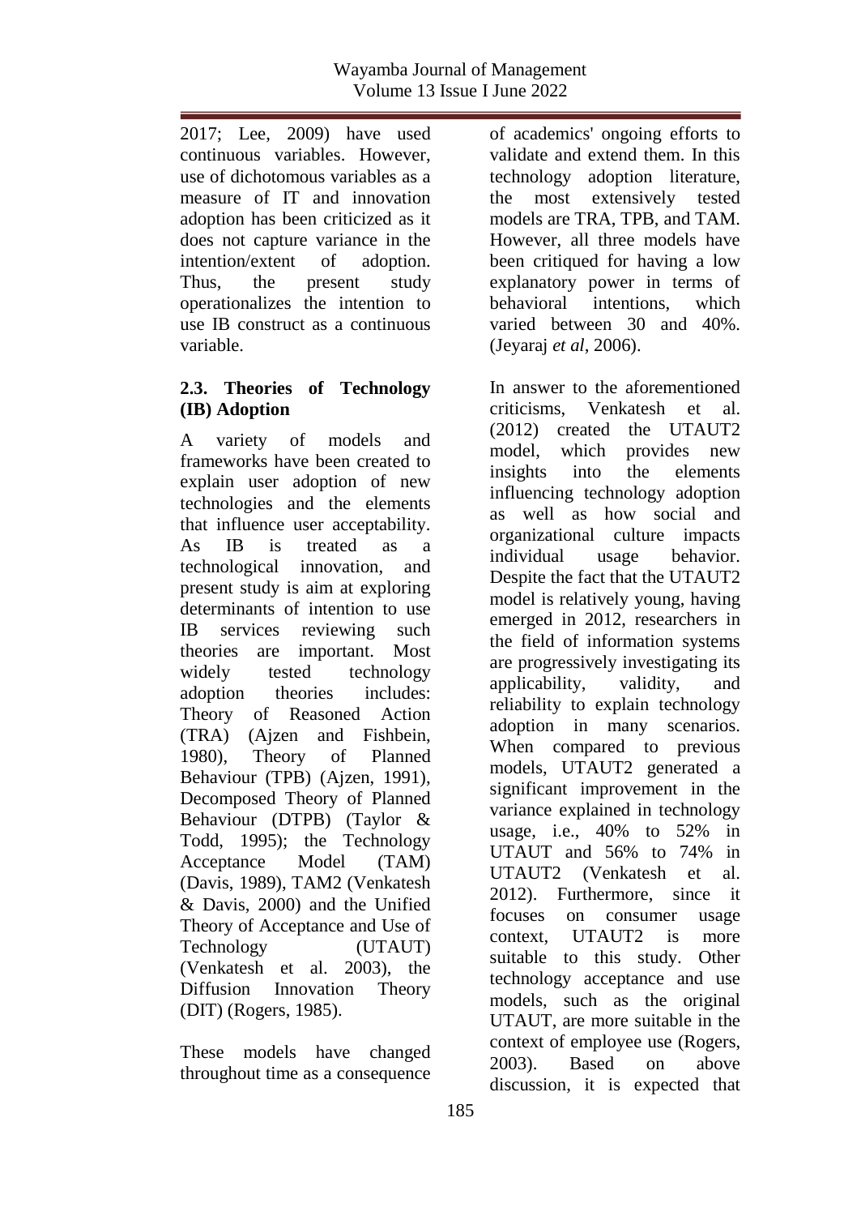2017; Lee, 2009) have used continuous variables. However, use of dichotomous variables as a measure of IT and innovation adoption has been criticized as it does not capture variance in the intention/extent of adoption. Thus, the present study operationalizes the intention to use IB construct as a continuous variable.

### 2.3. Theories of Technology (IB) Adoption

A variety of models and frameworks have been created to explain user adoption of new technologies and the elements that influence user acceptability. As IB is treated as a technological innovation, and present study is aim at exploring determinants of intention to use IB services reviewing such theories are important. Most widely tested technology adoption theories includes: Theory of Reasoned Action (TRA) (Ajzen and Fishbein, 1980), Theory of Planned Behaviour (TPB) (Ajzen, 1991), Decomposed Theory of Planned Behaviour (DTPB) (Taylor & Todd, 1995); the Technology Acceptance Model (TAM) (Davis, 1989), TAM2 (Venkatesh & Davis, 2000) and the Unified Theory of Acceptance and Use of Technology (UTAUT) (Venkatesh et al. 2003), the Diffusion Innovation Theory (DIT) (Rogers, 1985).

These models have changed throughout time as a consequence of academics' ongoing efforts to validate and extend them. In this technology adoption literature, the most extensively tested models are TRA, TPB, and TAM. However, all three models have been critiqued for having a low explanatory power in terms of behavioral intentions, which varied between 30 and 40%. (Jeyaraj *et al*, 2006).

In answer to the aforementioned criticisms, Venkatesh et al. (2012) created the UTAUT2 model, which provides new insights into the elements influencing technology adoption as well as how social and organizational culture impacts individual usage behavior. Despite the fact that the UTAUT2 model is relatively young, having emerged in 2012, researchers in the field of information systems are progressively investigating its applicability, validity, and reliability to explain technology adoption in many scenarios. When compared to previous models, UTAUT2 generated a significant improvement in the variance explained in technology usage, i.e., 40% to 52% in UTAUT and 56% to 74% in UTAUT2 (Venkatesh et al. 2012). Furthermore, since it focuses on consumer usage context, UTAUT2 is more suitable to this study. Other technology acceptance and use models, such as the original UTAUT, are more suitable in the context of employee use (Rogers, 2003). Based on above discussion, it is expected that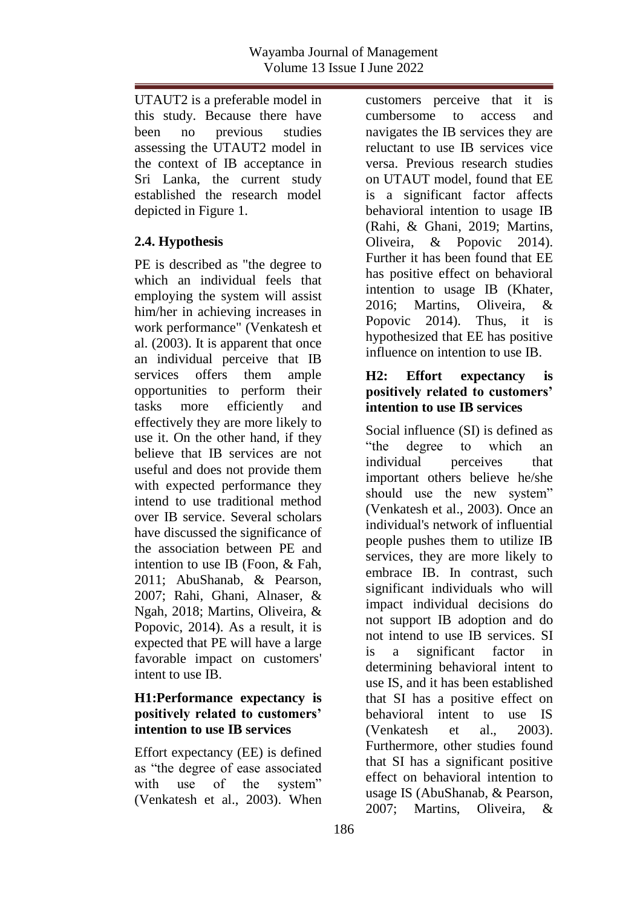UTAUT2 is a preferable model in this study. Because there have been no previous studies assessing the UTAUT2 model in the context of IB acceptance in Sri Lanka, the current study established the research model depicted in Figure 1.

### 2.4. Hypothesis

PE is described as "the degree to which an individual feels that employing the system will assist him/her in achieving increases in work performance" (Venkatesh et al. (2003). It is apparent that once an individual perceive that IB services offers them ample opportunities to perform their tasks more efficiently and effectively they are more likely to use it. On the other hand, if they believe that IB services are not useful and does not provide them with expected performance they intend to use traditional method over IB service. Several scholars have discussed the significance of the association between PE and intention to use IB (Foon, & Fah, 2011; AbuShanab, & Pearson, 2007; Rahi, Ghani, Alnaser, & Ngah, 2018; Martins, Oliveira, & Popovic, 2014). As a result, it is expected that PE will have a large favorable impact on customers' intent to use IB.

**H1:Performance expectancy is positively related to customers' intention to use IB services**

Effort expectancy (EE) is defined as "the degree of ease associated with use of the system" (Venkatesh et al., 2003). When customers perceive that it is cumbersome to access and navigates the IB services they are reluctant to use IB services vice versa. Previous research studies on UTAUT model, found that EE is a significant factor affects behavioral intention to usage IB (Rahi, & Ghani, 2019; Martins, Oliveira, & Popovic 2014). Further it has been found that EE has positive effect on behavioral intention to usage IB (Khater, 2016; Martins, Oliveira, & Popovic 2014). Thus, it is hypothesized that EE has positive influence on intention to use IB.

**H2: Effort expectancy is positively related to customers' intention to use IB services**

Social influence (SI) is defined as "the degree to which an individual perceives that important others believe he/she should use the new system" (Venkatesh et al., 2003). Once an individual's network of influential people pushes them to utilize IB services, they are more likely to embrace IB. In contrast, such significant individuals who will impact individual decisions do not support IB adoption and do not intend to use IB services. SI is a significant factor in determining behavioral intent to use IS, and it has been established that SI has a positive effect on behavioral intent to use IS (Venkatesh et al., 2003). Furthermore, other studies found that SI has a significant positive effect on behavioral intention to usage IS (AbuShanab, & Pearson, 2007; Martins, Oliveira, &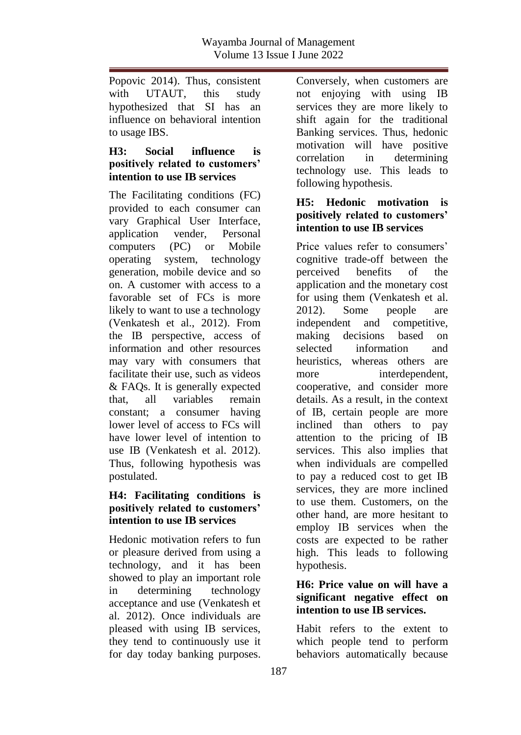Popovic 2014). Thus, consistent with UTAUT, this study hypothesized that SI has an influence on behavioral intention to usage IBS.

**H3: Social influence is positively related to customers' intention to use IB services**

The Facilitating conditions (FC) provided to each consumer can vary Graphical User Interface, application vender, Personal computers (PC) or Mobile operating system, technology generation, mobile device and so on. A customer with access to a favorable set of FCs is more likely to want to use a technology (Venkatesh et al., 2012). From the IB perspective, access of information and other resources may vary with consumers that facilitate their use, such as videos & FAQs. It is generally expected that, all variables remain constant; a consumer having lower level of access to FCs will have lower level of intention to use IB (Venkatesh et al. 2012). Thus, following hypothesis was postulated.

**H4: Facilitating conditions is positively related to customers' intention to use IB services**

Hedonic motivation refers to fun or pleasure derived from using a technology, and it has been showed to play an important role in determining technology acceptance and use (Venkatesh et al. 2012). Once individuals are pleased with using IB services, they tend to continuously use it for day today banking purposes. Conversely, when customers are not enjoying with using IB services they are more likely to shift again for the traditional Banking services. Thus, hedonic motivation will have positive correlation in determining technology use. This leads to following hypothesis.

**H5: Hedonic motivation is positively related to customers' intention to use IB services**

Price values refer to consumers' cognitive trade-off between the perceived benefits of the application and the monetary cost for using them (Venkatesh et al. 2012). Some people are independent and competitive, making decisions based on selected information and heuristics, whereas others are more interdependent, cooperative, and consider more details. As a result, in the context of IB, certain people are more inclined than others to pay attention to the pricing of IB services. This also implies that when individuals are compelled to pay a reduced cost to get IB services, they are more inclined to use them. Customers, on the other hand, are more hesitant to employ IB services when the costs are expected to be rather high. This leads to following hypothesis.

**H6: Price value on will have a significant negative effect on intention to use IB services.**

Habit refers to the extent to which people tend to perform behaviors automatically because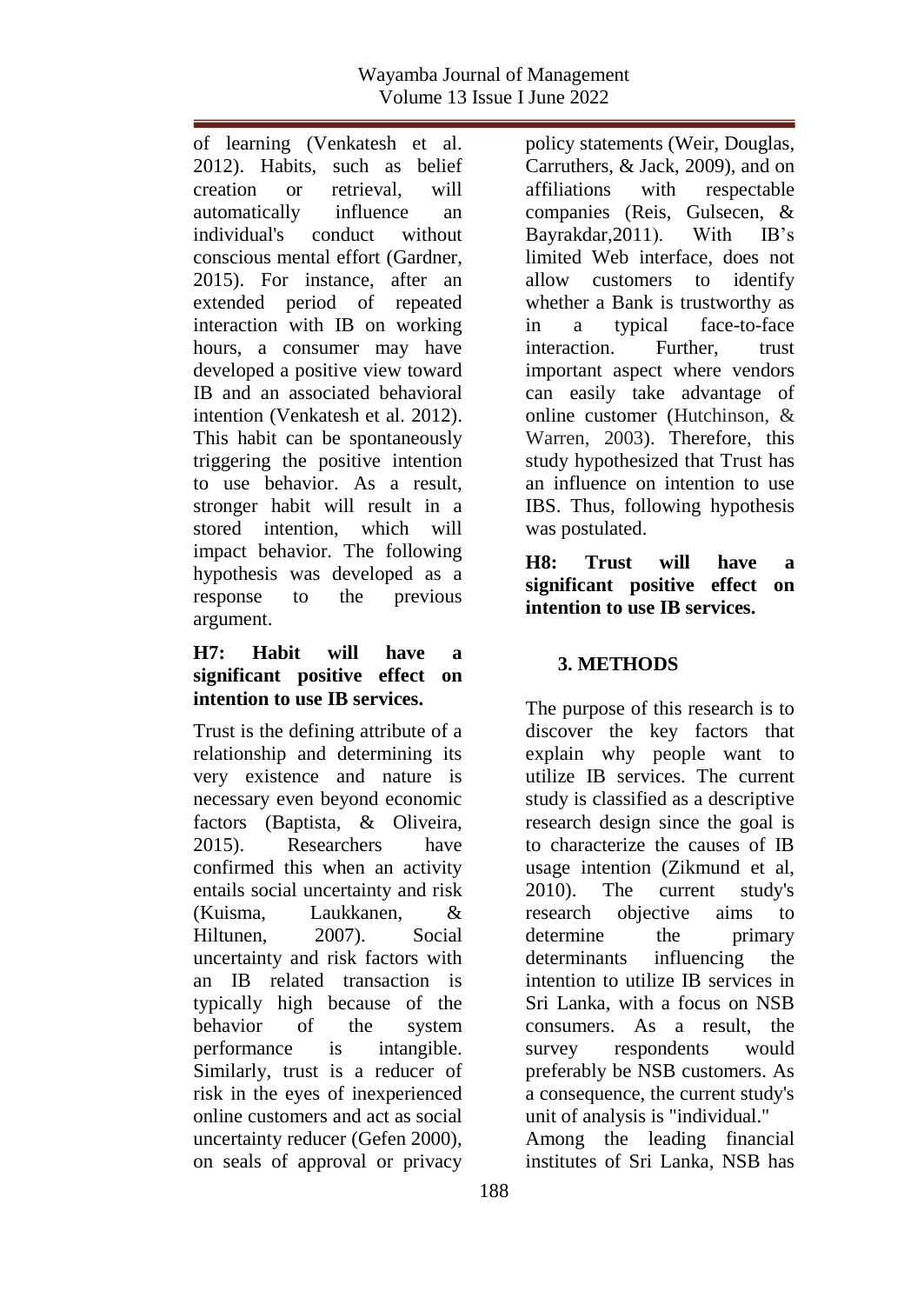of learning (Venkatesh et al. 2012). Habits, such as belief creation or retrieval, will automatically influence an individual's conduct without conscious mental effort (Gardner, 2015). For instance, after an extended period of repeated interaction with IB on working hours, a consumer may have developed a positive view toward IB and an associated behavioral intention (Venkatesh et al. 2012). This habit can be spontaneously triggering the positive intention to use behavior. As a result, stronger habit will result in a stored intention, which will impact behavior. The following hypothesis was developed as a response to the previous argument.

**H7: Habit will have a significant positive effect on intention to use IB services.**

Trust is the defining attribute of a relationship and determining its very existence and nature is necessary even beyond economic factors (Baptista, & Oliveira, 2015). Researchers have confirmed this when an activity entails social uncertainty and risk (Kuisma, Laukkanen, & Hiltunen, 2007). Social uncertainty and risk factors with an IB related transaction is typically high because of the behavior of the system performance is intangible. Similarly, trust is a reducer of risk in the eyes of inexperienced online customers and act as social uncertainty reducer (Gefen 2000), on seals of approval or privacy policy statements (Weir, Douglas, Carruthers, & Jack, 2009), and on affiliations with respectable companies (Reis, Gulsecen, & Bayrakdar,2011). With IB's limited Web interface, does not allow customers to identify whether a Bank is trustworthy as in a typical face-to-face interaction. Further, trust important aspect where vendors can easily take advantage of online customer (Hutchinson, & Warren, 2003). Therefore, this study hypothesized that Trust has an influence on intention to use IBS. Thus, following hypothesis was postulated.

**H8: Trust will have a significant positive effect on intention to use IB services.**

## 3. METHODS

The purpose of this research is to discover the key factors that explain why people want to utilize IB services. The current study is classified as a descriptive research design since the goal is to characterize the causes of IB usage intention (Zikmund et al, 2010). The current study's research objective aims to determine the primary determinants influencing the intention to utilize IB services in Sri Lanka, with a focus on NSB consumers. As a result, the survey respondents would preferably be NSB customers. As a consequence, the current study's unit of analysis is "individual."

Among the leading financial institutes of Sri Lanka, NSB has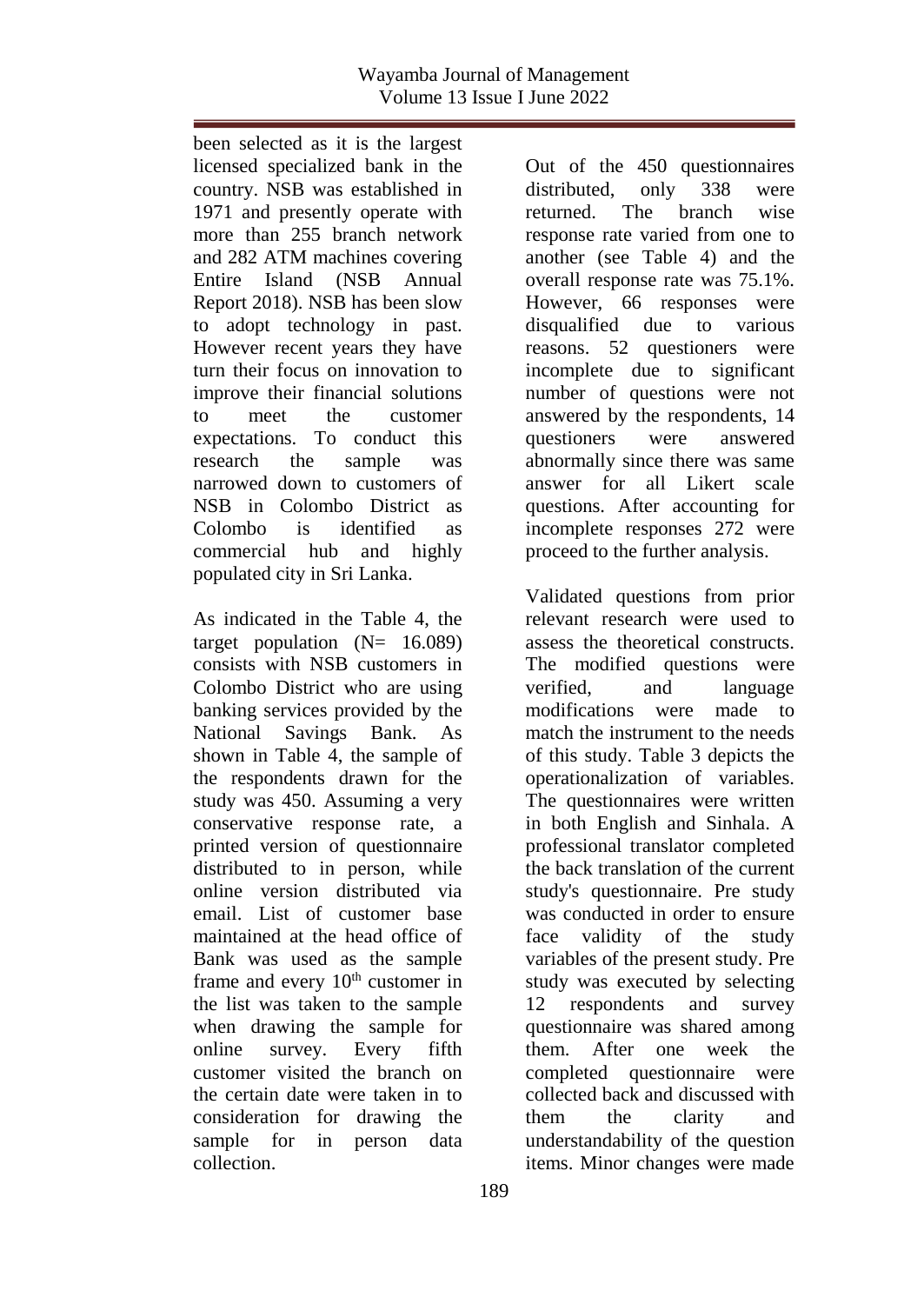been selected as it is the largest licensed specialized bank in the country. NSB was established in 1971 and presently operate with more than 255 branch network and 282 ATM machines covering Entire Island (NSB Annual Report 2018). NSB has been slow to adopt technology in past. However recent years they have turn their focus on innovation to improve their financial solutions to meet the customer expectations. To conduct this research the sample was narrowed down to customers of NSB in Colombo District as Colombo is identified as commercial hub and highly populated city in Sri Lanka.

As indicated in the Table 4, the target population (N= 16.089) consists with NSB customers in Colombo District who are using banking services provided by the National Savings Bank. As shown in Table 4, the sample of the respondents drawn for the study was 450. Assuming a very conservative response rate, a printed version of questionnaire distributed to in person, while online version distributed via email. List of customer base maintained at the head office of Bank was used as the sample frame and every 10th customer in the list was taken to the sample when drawing the sample for online survey. Every fifth customer visited the branch on the certain date were taken in to consideration for drawing the sample for in person data collection.

Out of the 450 questionnaires distributed, only 338 were returned. The branch wise response rate varied from one to another (see Table 4) and the overall response rate was 75.1%. However, 66 responses were disqualified due to various reasons. 52 questioners were incomplete due to significant number of questions were not answered by the respondents, 14 questioners were answered abnormally since there was same answer for all Likert scale questions. After accounting for incomplete responses 272 were proceed to the further analysis.

Validated questions from prior relevant research were used to assess the theoretical constructs. The modified questions were verified, and language modifications were made to match the instrument to the needs of this study. Table 3 depicts the operationalization of variables. The questionnaires were written in both English and Sinhala. A professional translator completed the back translation of the current study's questionnaire. Pre study was conducted in order to ensure face validity of the study variables of the present study. Pre study was executed by selecting 12 respondents and survey questionnaire was shared among them. After one week the completed questionnaire were collected back and discussed with them the clarity and understandability of the question items. Minor changes were made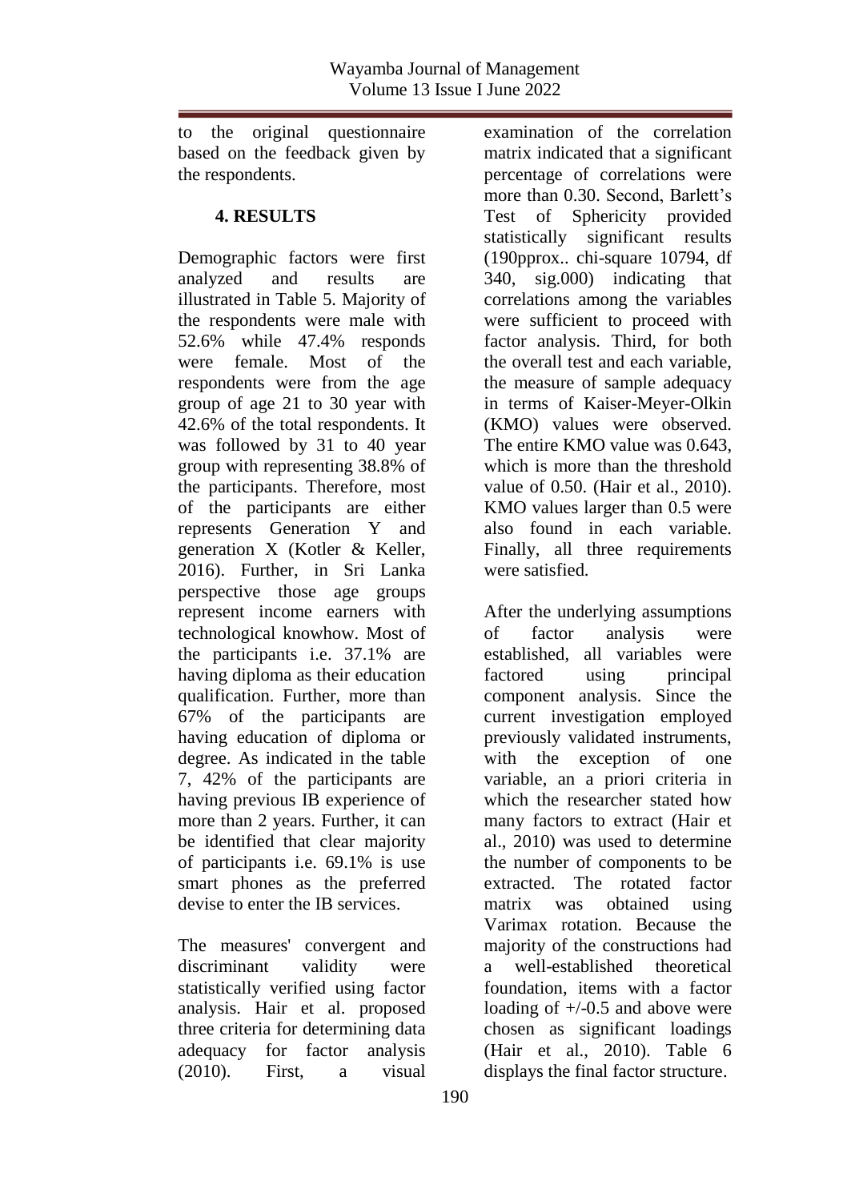to the original questionnaire based on the feedback given by the respondents.

## 4. RESULTS

Demographic factors were first analyzed and results are illustrated in Table 5. Majority of the respondents were male with 52.6% while 47.4% responds were female. Most of the respondents were from the age group of age 21 to 30 year with 42.6% of the total respondents. It was followed by 31 to 40 year group with representing 38.8% of the participants. Therefore, most of the participants are either represents Generation Y and generation X (Kotler & Keller, 2016). Further, in Sri Lanka perspective those age groups represent income earners with technological knowhow. Most of the participants i.e. 37.1% are having diploma as their education qualification. Further, more than 67% of the participants are having education of diploma or degree. As indicated in the table 7, 42% of the participants are having previous IB experience of more than 2 years. Further, it can be identified that clear majority of participants i.e. 69.1% is use smart phones as the preferred devise to enter the IB services.

The measures' convergent and discriminant validity were statistically verified using factor analysis. Hair et al. proposed three criteria for determining data adequacy for factor analysis (2010). First, a visual examination of the correlation matrix indicated that a significant percentage of correlations were more than 0.30. Second, Barlett's Test of Sphericity provided statistically significant results (190pprox.. chi-square 10794, df 340, sig.000) indicating that correlations among the variables were sufficient to proceed with factor analysis. Third, for both the overall test and each variable, the measure of sample adequacy in terms of Kaiser-Meyer-Olkin (KMO) values were observed. The entire KMO value was 0.643, which is more than the threshold value of 0.50. (Hair et al., 2010). KMO values larger than 0.5 were also found in each variable. Finally, all three requirements were satisfied.

After the underlying assumptions of factor analysis were established, all variables were factored using principal component analysis. Since the current investigation employed previously validated instruments, with the exception of one variable, an a priori criteria in which the researcher stated how many factors to extract (Hair et al., 2010) was used to determine the number of components to be extracted. The rotated factor matrix was obtained using Varimax rotation. Because the majority of the constructions had a well-established theoretical foundation, items with a factor loading of +/-0.5 and above were chosen as significant loadings (Hair et al., 2010). Table 6 displays the final factor structure.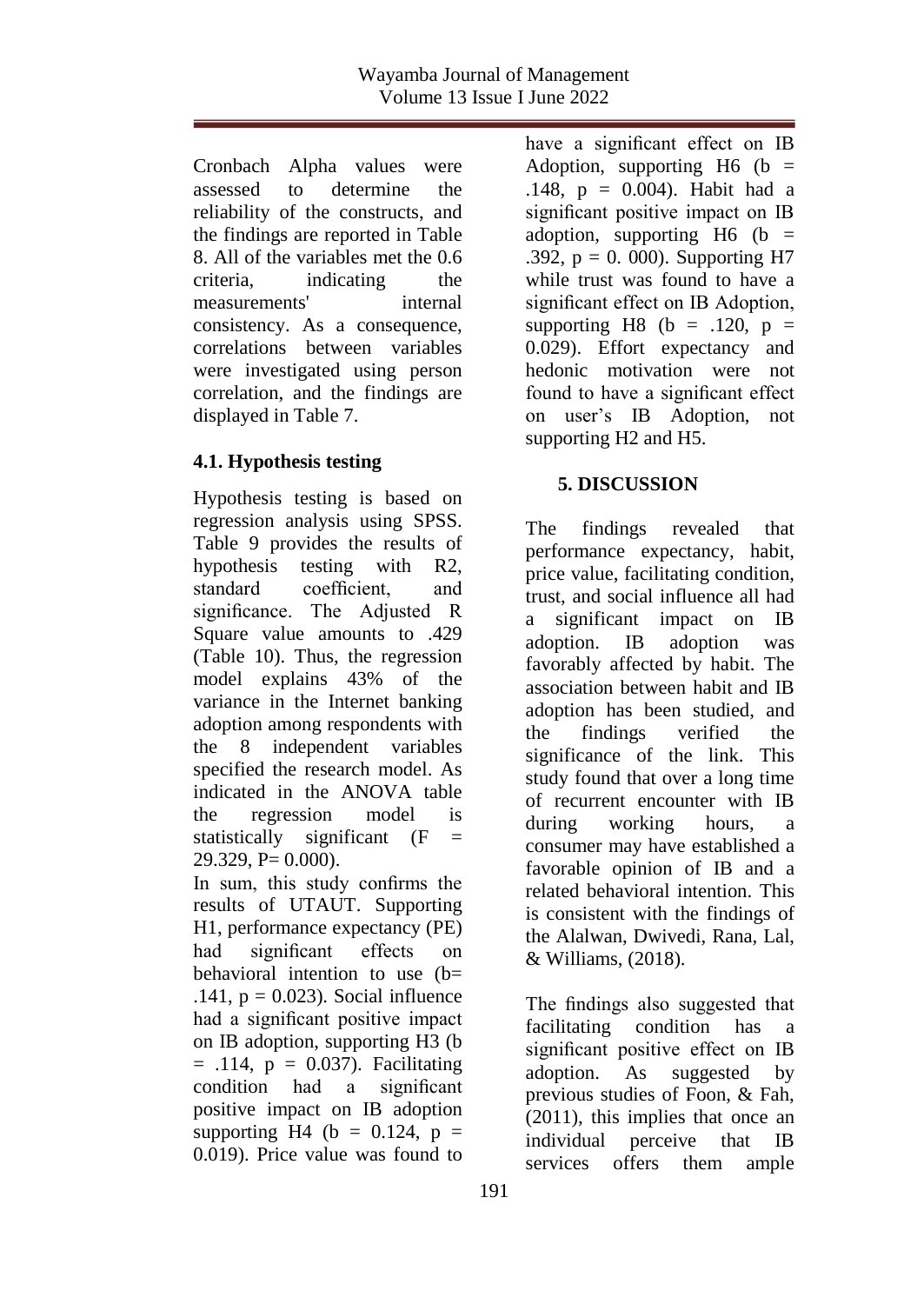Cronbach Alpha values were assessed to determine the reliability of the constructs, and the findings are reported in Table 8. All of the variables met the 0.6 criteria, indicating the measurements' internal consistency. As a consequence, correlations between variables were investigated using person correlation, and the findings are displayed in Table 7.

### 4.1. Hypothesis testing

Hypothesis testing is based on regression analysis using SPSS. Table 9 provides the results of hypothesis testing with R2, standard coefficient, and significance. The Adjusted R Square value amounts to .429 (Table 10). Thus, the regression model explains 43% of the variance in the Internet banking adoption among respondents with the 8 independent variables specified the research model. As indicated in the ANOVA table the regression model is statistically significant (F = 29.329, P= 0.000).

In sum, this study confirms the results of UTAUT. Supporting H1, performance expectancy (PE) had significant effects on behavioral intention to use (b= .141, p = 0.023). Social influence had a significant positive impact on IB adoption, supporting H3 (b = .114, p = 0.037). Facilitating condition had a significant positive impact on IB adoption supporting H4 (b = 0.124, p = 0.019). Price value was found to have a significant effect on IB Adoption, supporting H6 (b = .148, p = 0.004). Habit had a significant positive impact on IB adoption, supporting H6 (b = .392, p = 0. 000). Supporting H7 while trust was found to have a significant effect on IB Adoption, supporting H8 (b = .120, p = 0.029). Effort expectancy and hedonic motivation were not found to have a significant effect on user's IB Adoption, not supporting H2 and H5.

## 5. DISCUSSION

The findings revealed that performance expectancy, habit, price value, facilitating condition, trust, and social influence all had a significant impact on IB adoption. IB adoption was favorably affected by habit. The association between habit and IB adoption has been studied, and the findings verified the significance of the link. This study found that over a long time of recurrent encounter with IB during working hours, a consumer may have established a favorable opinion of IB and a related behavioral intention. This is consistent with the findings of the Alalwan, Dwivedi, Rana, Lal, & Williams, (2018).

The findings also suggested that facilitating condition has a significant positive effect on IB adoption. As suggested by previous studies of Foon, & Fah, (2011), this implies that once an individual perceive that IB services offers them ample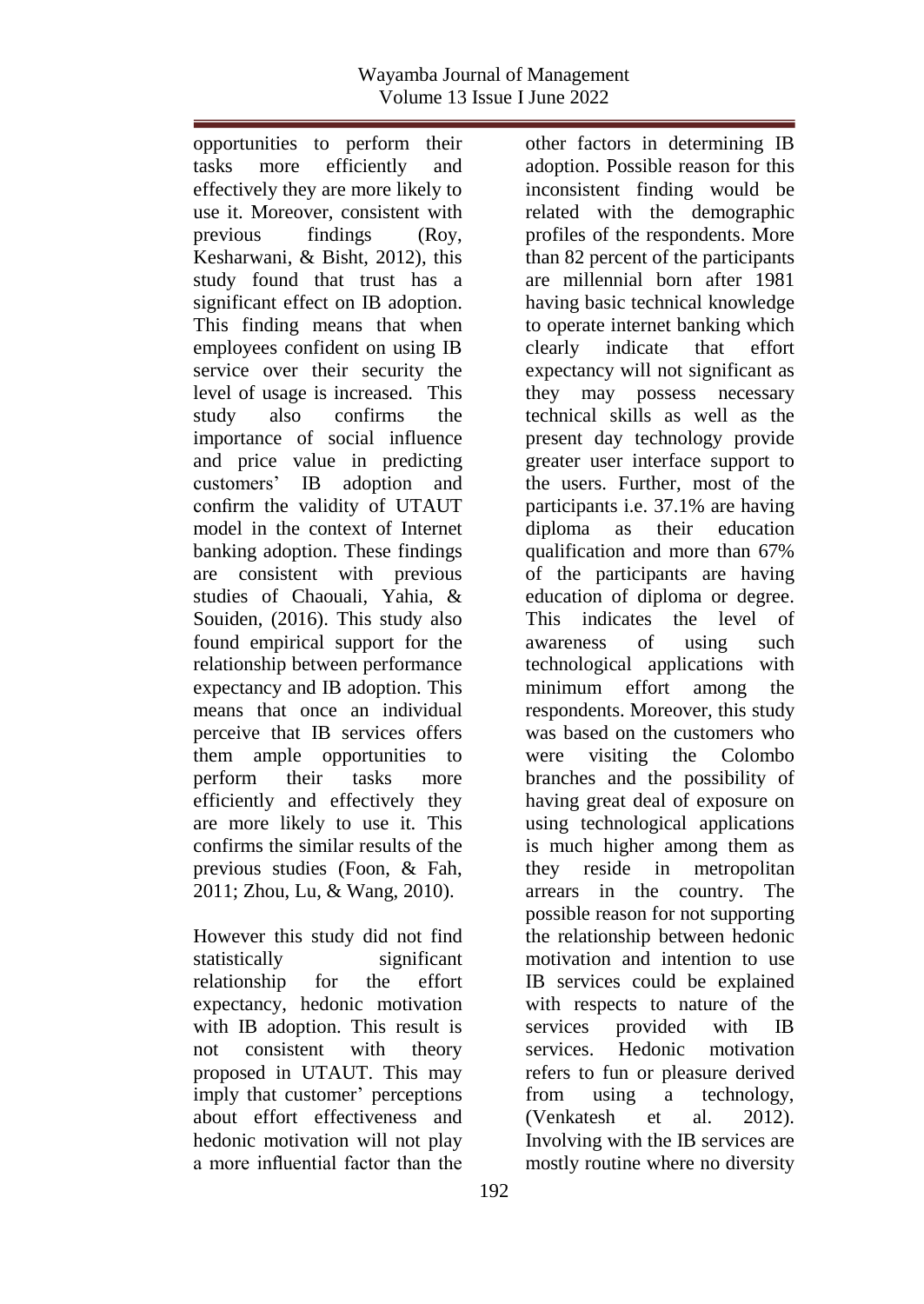opportunities to perform their tasks more efficiently and effectively they are more likely to use it. Moreover, consistent with previous findings (Roy, Kesharwani, & Bisht, 2012), this study found that trust has a significant effect on IB adoption. This finding means that when employees confident on using IB service over their security the level of usage is increased. This study also confirms the importance of social influence and price value in predicting customers' IB adoption and confirm the validity of UTAUT model in the context of Internet banking adoption. These findings are consistent with previous studies of Chaouali, Yahia, & Souiden, (2016). This study also found empirical support for the relationship between performance expectancy and IB adoption. This means that once an individual perceive that IB services offers them ample opportunities to perform their tasks more efficiently and effectively they are more likely to use it. This confirms the similar results of the previous studies (Foon, & Fah, 2011; Zhou, Lu, & Wang, 2010).

However this study did not find statistically significant relationship for the effort expectancy, hedonic motivation with IB adoption. This result is not consistent with theory proposed in UTAUT. This may imply that customer' perceptions about effort effectiveness and hedonic motivation will not play a more influential factor than the other factors in determining IB adoption. Possible reason for this inconsistent finding would be related with the demographic profiles of the respondents. More than 82 percent of the participants are millennial born after 1981 having basic technical knowledge to operate internet banking which clearly indicate that effort expectancy will not significant as they may possess necessary technical skills as well as the present day technology provide greater user interface support to the users. Further, most of the participants i.e. 37.1% are having diploma as their education qualification and more than 67% of the participants are having education of diploma or degree. This indicates the level of awareness of using such technological applications with minimum effort among the respondents. Moreover, this study was based on the customers who were visiting the Colombo branches and the possibility of having great deal of exposure on using technological applications is much higher among them as they reside in metropolitan arrears in the country. The possible reason for not supporting the relationship between hedonic motivation and intention to use IB services could be explained with respects to nature of the services provided with IB services. Hedonic motivation refers to fun or pleasure derived from using a technology, (Venkatesh et al. 2012). Involving with the IB services are mostly routine where no diversity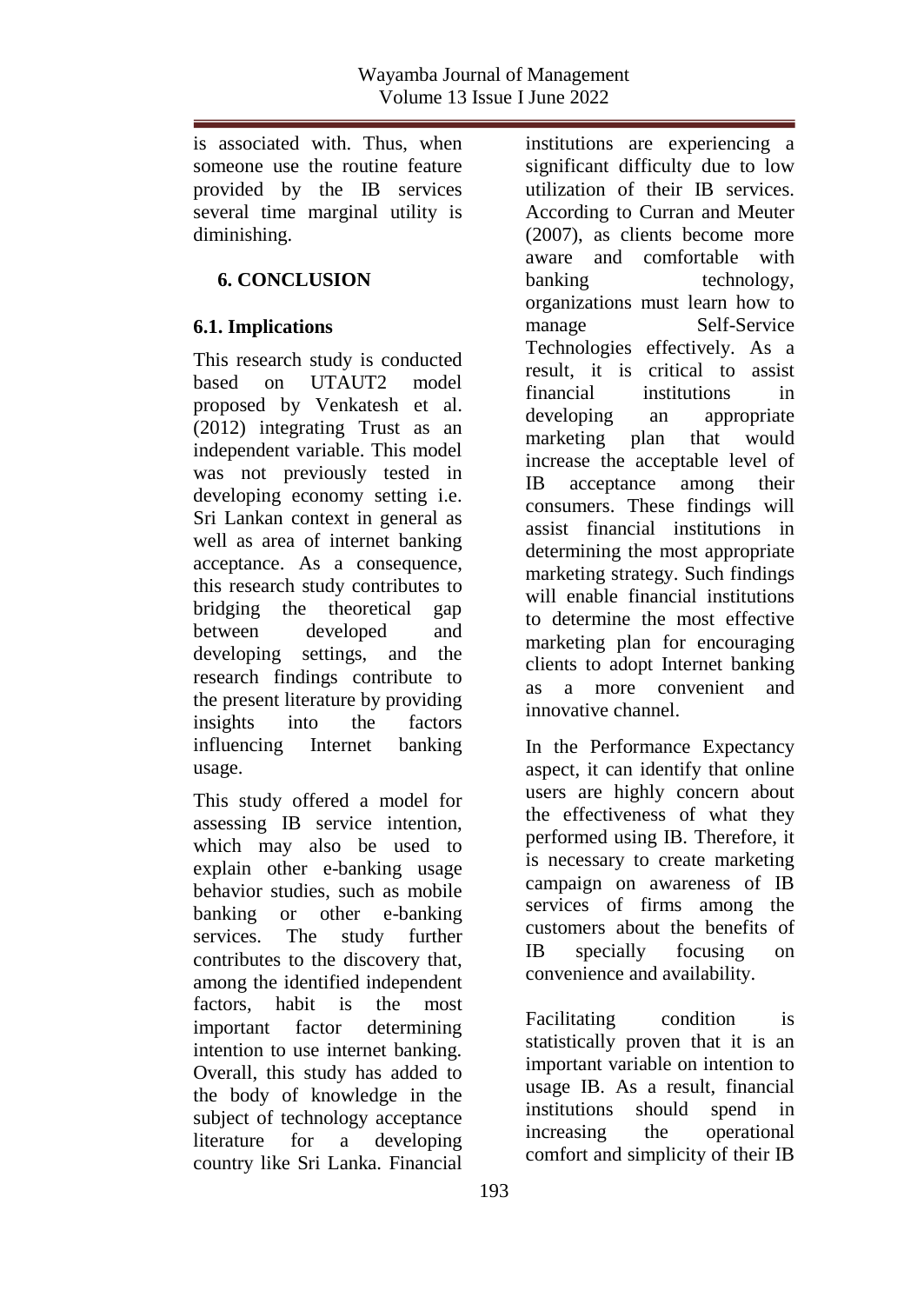is associated with. Thus, when someone use the routine feature provided by the IB services several time marginal utility is diminishing.

## 6. CONCLUSION

### 6.1. Implications

This research study is conducted based on UTAUT2 model proposed by Venkatesh et al. (2012) integrating Trust as an independent variable. This model was not previously tested in developing economy setting i.e. Sri Lankan context in general as well as area of internet banking acceptance. As a consequence, this research study contributes to bridging the theoretical gap between developed and developing settings, and the research findings contribute to the present literature by providing insights into the factors influencing Internet banking usage.

This study offered a model for assessing IB service intention, which may also be used to explain other e-banking usage behavior studies, such as mobile banking or other e-banking services. The study further contributes to the discovery that, among the identified independent factors, habit is the most important factor determining intention to use internet banking. Overall, this study has added to the body of knowledge in the subject of technology acceptance literature for a developing country like Sri Lanka. Financial institutions are experiencing a significant difficulty due to low utilization of their IB services. According to Curran and Meuter (2007), as clients become more aware and comfortable with banking technology, organizations must learn how to manage Self-Service Technologies effectively. As a result, it is critical to assist financial institutions in developing an appropriate marketing plan that would increase the acceptable level of IB acceptance among their consumers. These findings will assist financial institutions in determining the most appropriate marketing strategy. Such findings will enable financial institutions to determine the most effective marketing plan for encouraging clients to adopt Internet banking as a more convenient and innovative channel.

In the Performance Expectancy aspect, it can identify that online users are highly concern about the effectiveness of what they performed using IB. Therefore, it is necessary to create marketing campaign on awareness of IB services of firms among the customers about the benefits of IB specially focusing on convenience and availability.

Facilitating condition is statistically proven that it is an important variable on intention to usage IB. As a result, financial institutions should spend in increasing the operational comfort and simplicity of their IB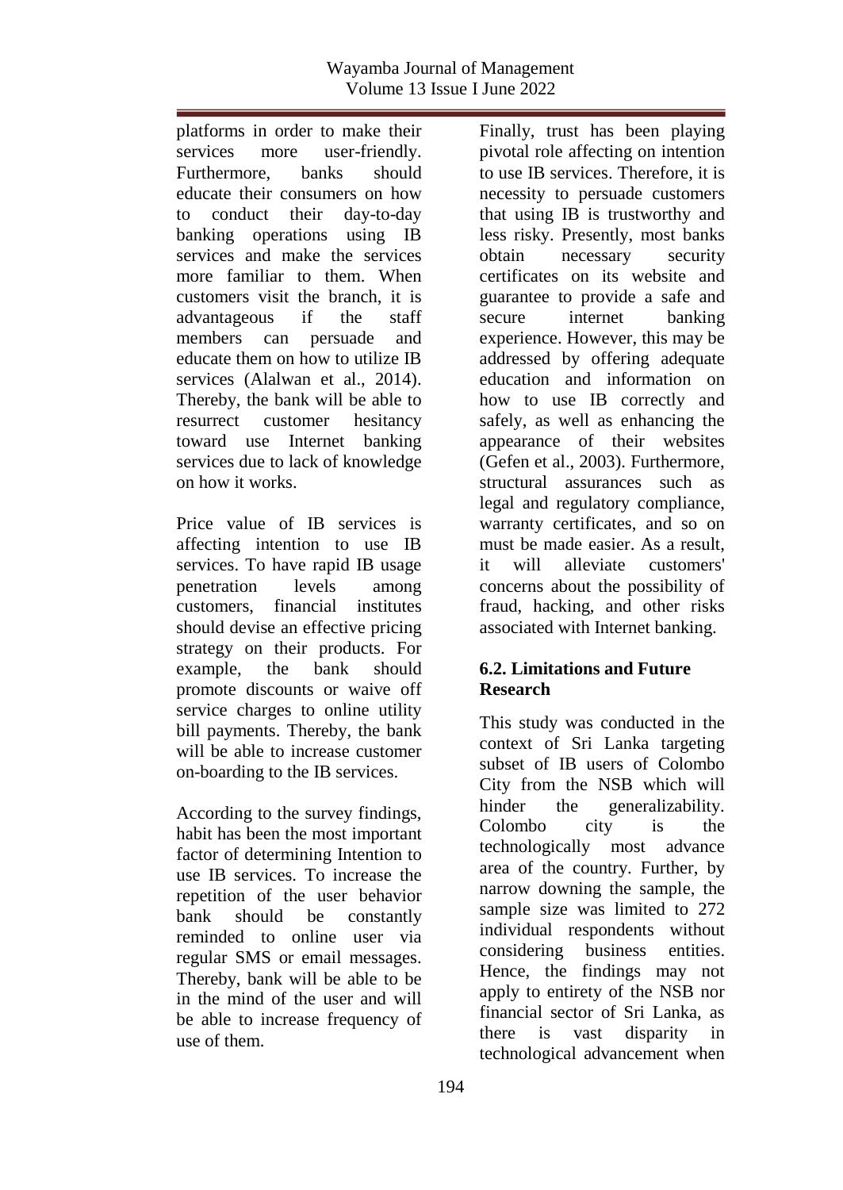platforms in order to make their services more user-friendly. Furthermore, banks should educate their consumers on how to conduct their day-to-day banking operations using IB services and make the services more familiar to them. When customers visit the branch, it is advantageous if the staff members can persuade and educate them on how to utilize IB services (Alalwan et al., 2014). Thereby, the bank will be able to resurrect customer hesitancy toward use Internet banking services due to lack of knowledge on how it works.

Price value of IB services is affecting intention to use IB services. To have rapid IB usage penetration levels among customers, financial institutes should devise an effective pricing strategy on their products. For example, the bank should promote discounts or waive off service charges to online utility bill payments. Thereby, the bank will be able to increase customer on-boarding to the IB services.

According to the survey findings, habit has been the most important factor of determining Intention to use IB services. To increase the repetition of the user behavior bank should be constantly reminded to online user via regular SMS or email messages. Thereby, bank will be able to be in the mind of the user and will be able to increase frequency of use of them.

Finally, trust has been playing pivotal role affecting on intention to use IB services. Therefore, it is necessity to persuade customers that using IB is trustworthy and less risky. Presently, most banks obtain necessary security certificates on its website and guarantee to provide a safe and secure internet banking experience. However, this may be addressed by offering adequate education and information on how to use IB correctly and safely, as well as enhancing the appearance of their websites (Gefen et al., 2003). Furthermore, structural assurances such as legal and regulatory compliance, warranty certificates, and so on must be made easier. As a result, it will alleviate customers' concerns about the possibility of fraud, hacking, and other risks associated with Internet banking.

### 6.2. Limitations and Future Research

This study was conducted in the context of Sri Lanka targeting subset of IB users of Colombo City from the NSB which will hinder the generalizability. Colombo city is the technologically most advance area of the country. Further, by narrow downing the sample, the sample size was limited to 272 individual respondents without considering business entities. Hence, the findings may not apply to entirety of the NSB nor financial sector of Sri Lanka, as there is vast disparity in technological advancement when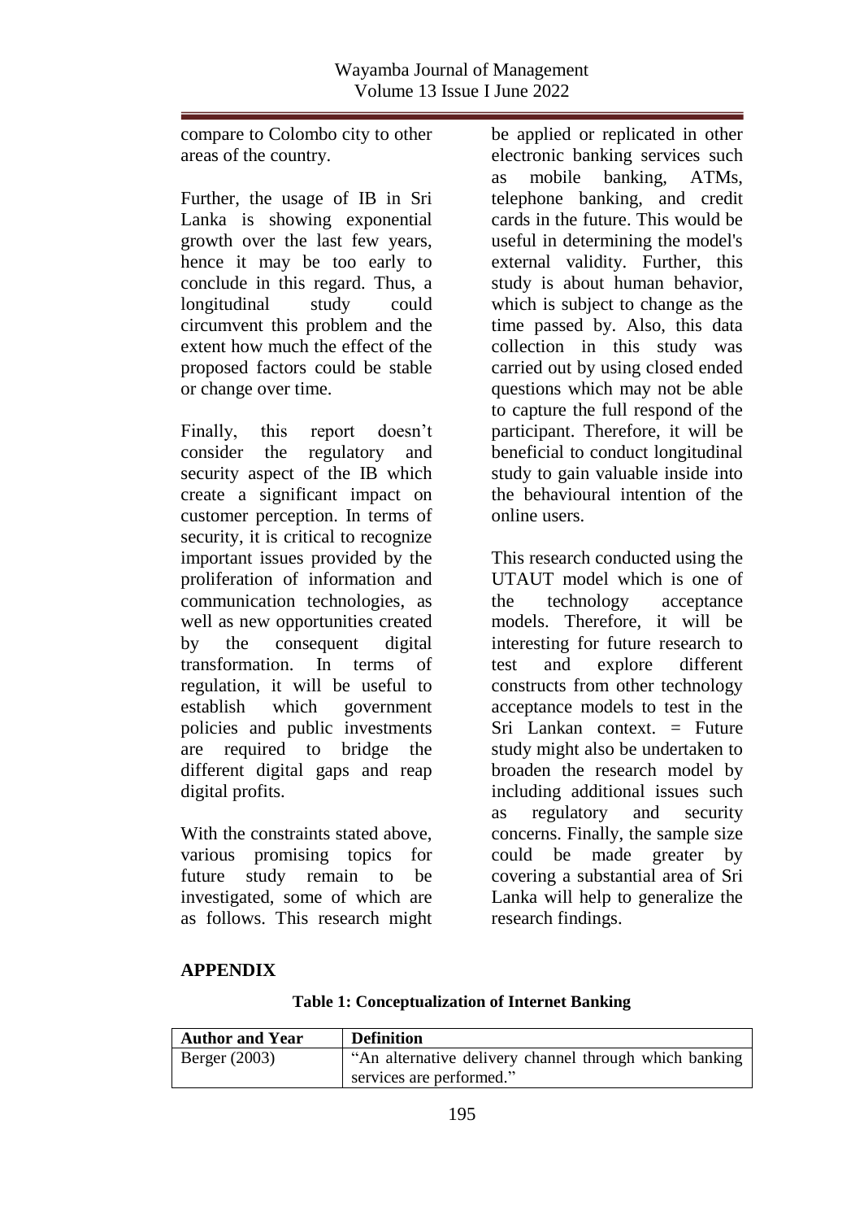compare to Colombo city to other areas of the country.

Further, the usage of IB in Sri Lanka is showing exponential growth over the last few years, hence it may be too early to conclude in this regard. Thus, a longitudinal study could circumvent this problem and the extent how much the effect of the proposed factors could be stable or change over time.

Finally, this report doesn't consider the regulatory and security aspect of the IB which create a significant impact on customer perception. In terms of security, it is critical to recognize important issues provided by the proliferation of information and communication technologies, as well as new opportunities created by the consequent digital transformation. In terms of regulation, it will be useful to establish which government policies and public investments are required to bridge the different digital gaps and reap digital profits.

With the constraints stated above, various promising topics for future study remain to be investigated, some of which are as follows. This research might be applied or replicated in other electronic banking services such as mobile banking, ATMs, telephone banking, and credit cards in the future. This would be useful in determining the model's external validity. Further, this study is about human behavior, which is subject to change as the time passed by. Also, this data collection in this study was carried out by using closed ended questions which may not be able to capture the full respond of the participant. Therefore, it will be beneficial to conduct longitudinal study to gain valuable inside into the behavioural intention of the online users.

This research conducted using the UTAUT model which is one of the technology acceptance models. Therefore, it will be interesting for future research to test and explore different constructs from other technology acceptance models to test in the Sri Lankan context. = Future study might also be undertaken to broaden the research model by including additional issues such as regulatory and security concerns. Finally, the sample size could be made greater by covering a substantial area of Sri Lanka will help to generalize the research findings.

## APPENDIX

**Table 1: Conceptualization of Internet Banking**

| Author and Year | Definition |
|---|---|
| Berger (2003) | "An alternative delivery channel through which banking services are performed." |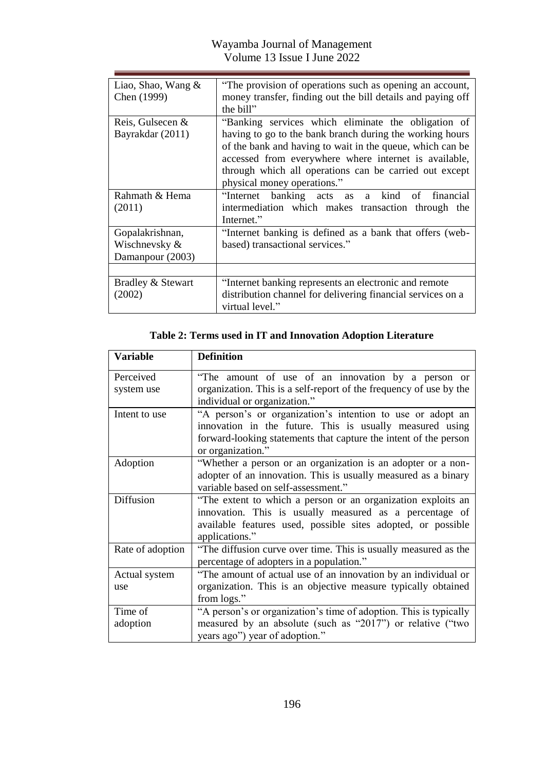| | |
|---|---|
| Liao, Shao, Wang & Chen (1999) | "The provision of operations such as opening an account, money transfer, finding out the bill details and paying off the bill" |
| Reis, Gulsecen & Bayrakdar (2011) | "Banking services which eliminate the obligation of having to go to the bank branch during the working hours of the bank and having to wait in the queue, which can be accessed from everywhere where internet is available, through which all operations can be carried out except physical money operations." |
| Rahmath & Hema (2011) | "Internet banking acts as a kind of financial intermediation which makes transaction through the Internet." |
| Gopalakrishnan, Wischnevsky & Damanpour (2003) | "Internet banking is defined as a bank that offers (web-based) transactional services." |
| | |
| Bradley & Stewart (2002) | "Internet banking represents an electronic and remote distribution channel for delivering financial services on a virtual level." |

**Table 2: Terms used in IT and Innovation Adoption Literature**

| Variable | Definition |
|---|---|
| Perceived system use | "The amount of use of an innovation by a person or organization. This is a self-report of the frequency of use by the individual or organization." |
| Intent to use | "A person's or organization's intention to use or adopt an innovation in the future. This is usually measured using forward-looking statements that capture the intent of the person or organization." |
| Adoption | "Whether a person or an organization is an adopter or a non-adopter of an innovation. This is usually measured as a binary variable based on self-assessment." |
| Diffusion | "The extent to which a person or an organization exploits an innovation. This is usually measured as a percentage of available features used, possible sites adopted, or possible applications." |
| Rate of adoption | "The diffusion curve over time. This is usually measured as the percentage of adopters in a population." |
| Actual system use | "The amount of actual use of an innovation by an individual or organization. This is an objective measure typically obtained from logs." |
| Time of adoption | "A person's or organization's time of adoption. This is typically measured by an absolute (such as "2017") or relative ("two years ago") year of adoption." |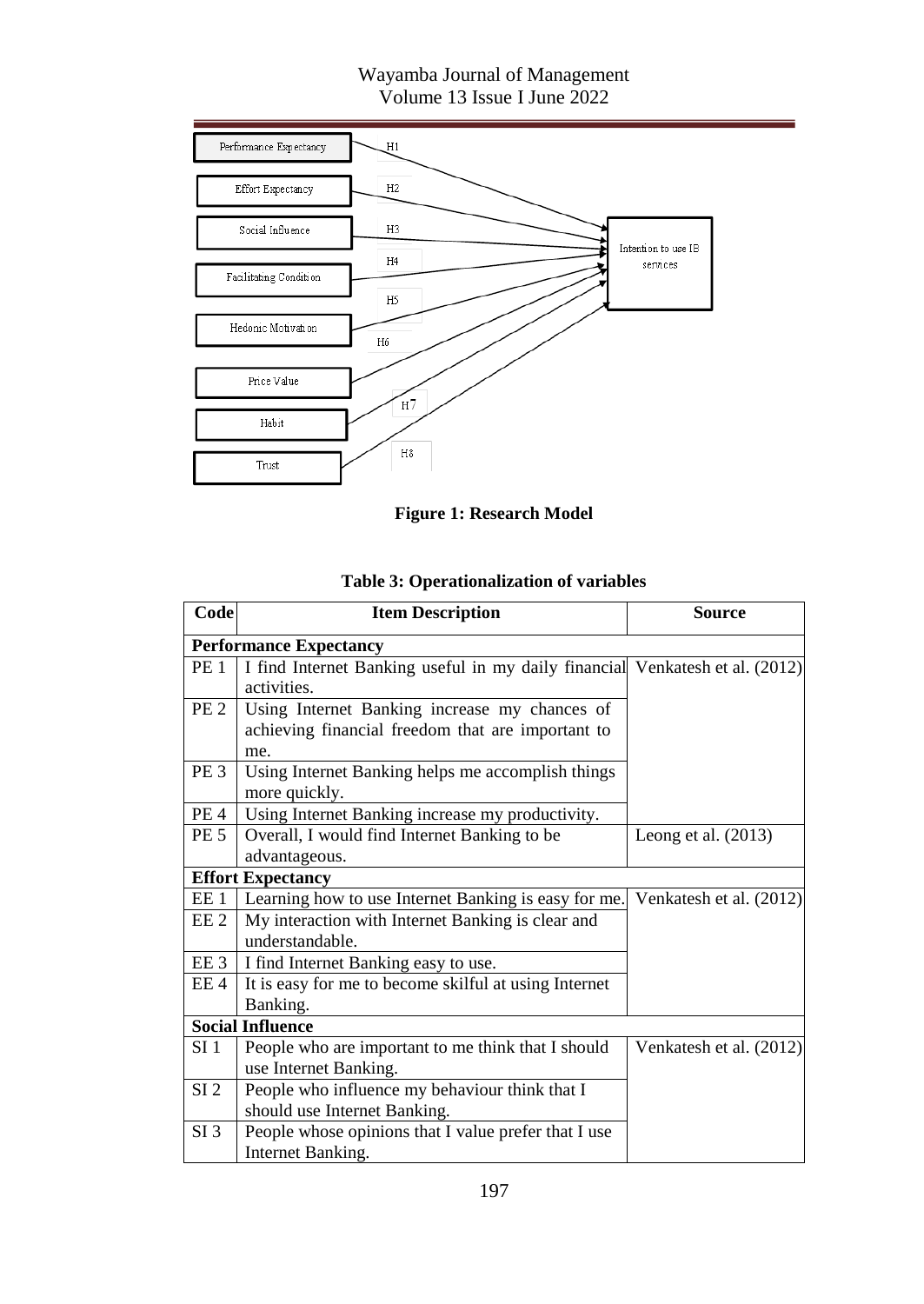Figure 1: Research Model

**Table 3: Operationalization of variables**

| Code | Item Description | Source |
|---|---|---|
| **Performance Expectancy** | | |
| PE 1 | I find Internet Banking useful in my daily financial activities. | Venkatesh et al. (2012) |
| PE 2 | Using Internet Banking increase my chances of achieving financial freedom that are important to me. | |
| PE 3 | Using Internet Banking helps me accomplish things more quickly. | |
| PE 4 | Using Internet Banking increase my productivity. | |
| PE 5 | Overall, I would find Internet Banking to be advantageous. | Leong et al. (2013) |
| **Effort Expectancy** | | |
| EE 1 | Learning how to use Internet Banking is easy for me. | Venkatesh et al. (2012) |
| EE 2 | My interaction with Internet Banking is clear and understandable. | |
| EE 3 | I find Internet Banking easy to use. | |
| EE 4 | It is easy for me to become skilful at using Internet Banking. | |
| **Social Influence** | | |
| SI 1 | People who are important to me think that I should use Internet Banking. | Venkatesh et al. (2012) |
| SI 2 | People who influence my behaviour think that I should use Internet Banking. | |
| SI 3 | People whose opinions that I value prefer that I use Internet Banking. | |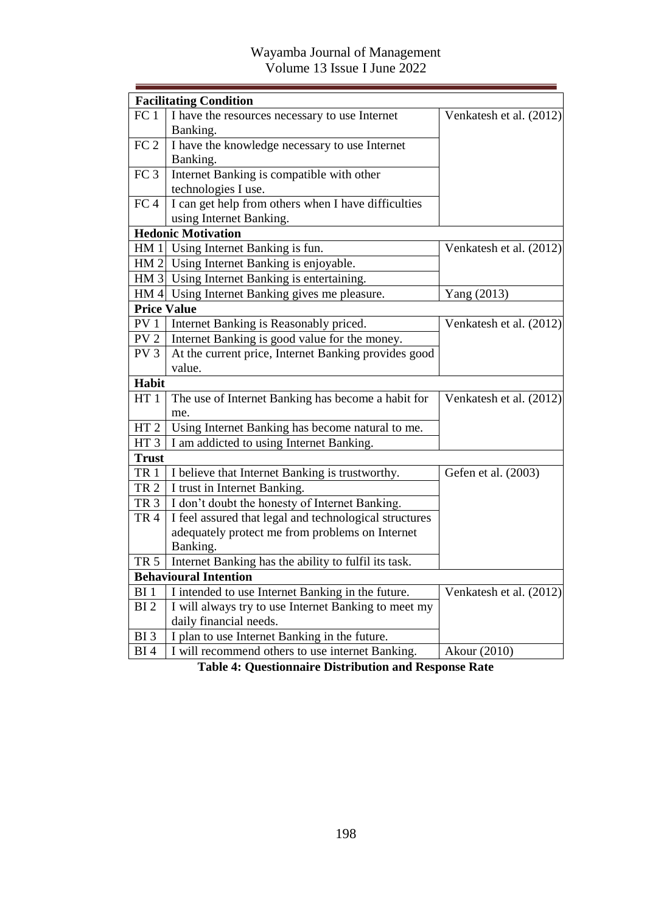| | | |
|---|---|---|
| **Facilitating Condition** | | |
| FC 1 | I have the resources necessary to use Internet Banking. | Venkatesh et al. (2012) |
| FC 2 | I have the knowledge necessary to use Internet Banking. | |
| FC 3 | Internet Banking is compatible with other technologies I use. | |
| FC 4 | I can get help from others when I have difficulties using Internet Banking. | |
| **Hedonic Motivation** | | |
| HM 1 | Using Internet Banking is fun. | Venkatesh et al. (2012) |
| HM 2 | Using Internet Banking is enjoyable. | |
| HM 3 | Using Internet Banking is entertaining. | |
| HM 4 | Using Internet Banking gives me pleasure. | Yang (2013) |
| **Price Value** | | |
| PV 1 | Internet Banking is Reasonably priced. | Venkatesh et al. (2012) |
| PV 2 | Internet Banking is good value for the money. | |
| PV 3 | At the current price, Internet Banking provides good value. | |
| **Habit** | | |
| HT 1 | The use of Internet Banking has become a habit for me. | Venkatesh et al. (2012) |
| HT 2 | Using Internet Banking has become natural to me. | |
| HT 3 | I am addicted to using Internet Banking. | |
| **Trust** | | |
| TR 1 | I believe that Internet Banking is trustworthy. | Gefen et al. (2003) |
| TR 2 | I trust in Internet Banking. | |
| TR 3 | I don't doubt the honesty of Internet Banking. | |
| TR 4 | I feel assured that legal and technological structures adequately protect me from problems on Internet Banking. | |
| TR 5 | Internet Banking has the ability to fulfil its task. | |
| **Behavioural Intention** | | |
| BI 1 | I intended to use Internet Banking in the future. | Venkatesh et al. (2012) |
| BI 2 | I will always try to use Internet Banking to meet my daily financial needs. | |
| BI 3 | I plan to use Internet Banking in the future. | |
| BI 4 | I will recommend others to use internet Banking. | Akour (2010) |

**Table 4: Questionnaire Distribution and Response Rate**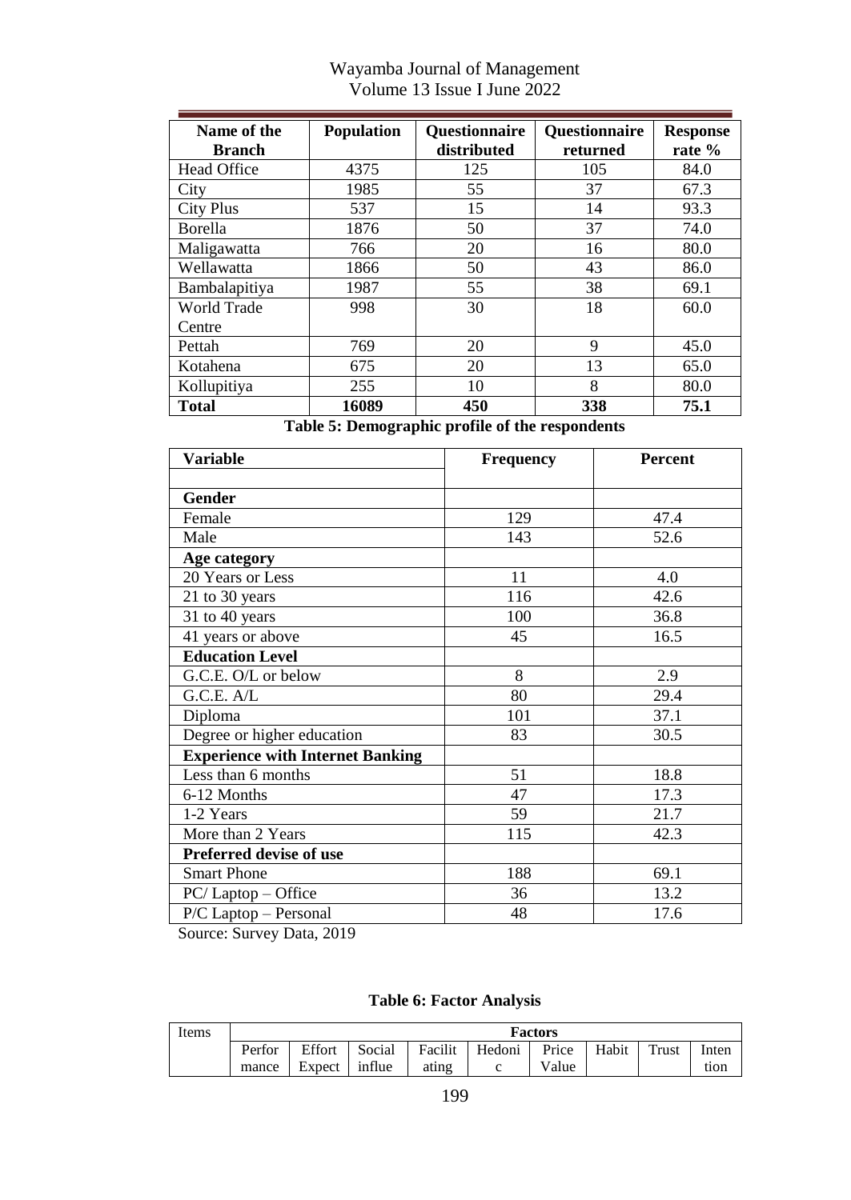| Name of the Branch | Population | Questionnaire distributed | Questionnaire returned | Response rate % |
|---|---|---|---|---|
| Head Office | 4375 | 125 | 105 | 84.0 |
| City | 1985 | 55 | 37 | 67.3 |
| City Plus | 537 | 15 | 14 | 93.3 |
| Borella | 1876 | 50 | 37 | 74.0 |
| Maligawatta | 766 | 20 | 16 | 80.0 |
| Wellawatta | 1866 | 50 | 43 | 86.0 |
| Bambalapitiya | 1987 | 55 | 38 | 69.1 |
| World Trade Centre | 998 | 30 | 18 | 60.0 |
| Pettah | 769 | 20 | 9 | 45.0 |
| Kotahena | 675 | 20 | 13 | 65.0 |
| Kollupitiya | 255 | 10 | 8 | 80.0 |
| **Total** | **16089** | **450** | **338** | **75.1** |

**Table 5: Demographic profile of the respondents**

| Variable | Frequency | Percent |
|---|---|---|
| **Gender** | | |
| Female | 129 | 47.4 |
| Male | 143 | 52.6 |
| **Age category** | | |
| 20 Years or Less | 11 | 4.0 |
| 21 to 30 years | 116 | 42.6 |
| 31 to 40 years | 100 | 36.8 |
| 41 years or above | 45 | 16.5 |
| **Education Level** | | |
| G.C.E. O/L or below | 8 | 2.9 |
| G.C.E. A/L | 80 | 29.4 |
| Diploma | 101 | 37.1 |
| Degree or higher education | 83 | 30.5 |
| **Experience with Internet Banking** | | |
| Less than 6 months | 51 | 18.8 |
| 6-12 Months | 47 | 17.3 |
| 1-2 Years | 59 | 21.7 |
| More than 2 Years | 115 | 42.3 |
| **Preferred devise of use** | | |
| Smart Phone | 188 | 69.1 |
| PC/ Laptop – Office | 36 | 13.2 |
| P/C Laptop – Personal | 48 | 17.6 |

Source: Survey Data, 2019

**Table 6: Factor Analysis**

| Items | Factors | | | | | | | | |
|---|---|---|---|---|---|---|---|---|---|
| | Performance | Effort Expect | Social influe | Facilitating | Hedonic | Price Value | Habit | Trust | Intention |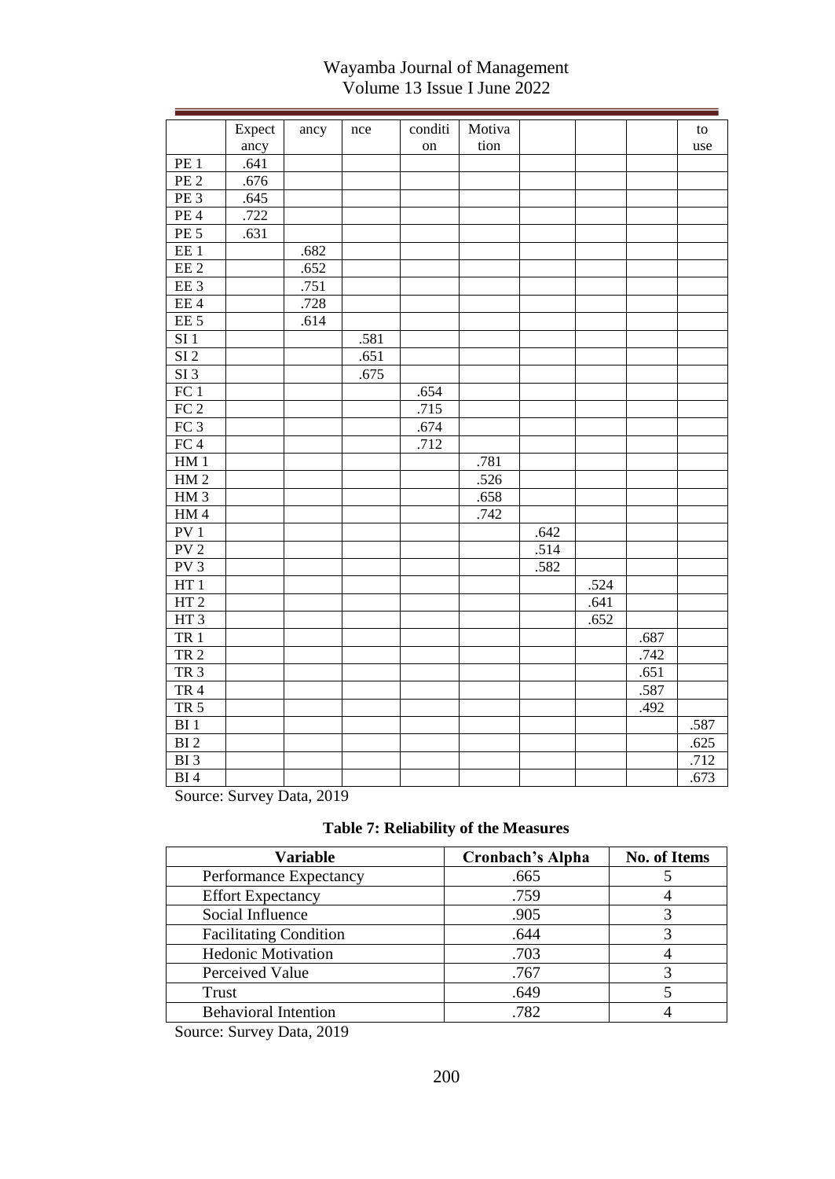|  | Expect ancy | ancy | nce | conditi on | Motiva tion |  |  |  | to use |
|---|---|---|---|---|---|---|---|---|---|
| PE 1 | .641 |  |  |  |  |  |  |  |  |
| PE 2 | .676 |  |  |  |  |  |  |  |  |
| PE 3 | .645 |  |  |  |  |  |  |  |  |
| PE 4 | .722 |  |  |  |  |  |  |  |  |
| PE 5 | .631 |  |  |  |  |  |  |  |  |
| EE 1 |  | .682 |  |  |  |  |  |  |  |
| EE 2 |  | .652 |  |  |  |  |  |  |  |
| EE 3 |  | .751 |  |  |  |  |  |  |  |
| EE 4 |  | .728 |  |  |  |  |  |  |  |
| EE 5 |  | .614 |  |  |  |  |  |  |  |
| SI 1 |  |  | .581 |  |  |  |  |  |  |
| SI 2 |  |  | .651 |  |  |  |  |  |  |
| SI 3 |  |  | .675 |  |  |  |  |  |  |
| FC 1 |  |  |  | .654 |  |  |  |  |  |
| FC 2 |  |  |  | .715 |  |  |  |  |  |
| FC 3 |  |  |  | .674 |  |  |  |  |  |
| FC 4 |  |  |  | .712 |  |  |  |  |  |
| HM 1 |  |  |  |  | .781 |  |  |  |  |
| HM 2 |  |  |  |  | .526 |  |  |  |  |
| HM 3 |  |  |  |  | .658 |  |  |  |  |
| HM 4 |  |  |  |  | .742 |  |  |  |  |
| PV 1 |  |  |  |  |  | .642 |  |  |  |
| PV 2 |  |  |  |  |  | .514 |  |  |  |
| PV 3 |  |  |  |  |  | .582 |  |  |  |
| HT 1 |  |  |  |  |  |  | .524 |  |  |
| HT 2 |  |  |  |  |  |  | .641 |  |  |
| HT 3 |  |  |  |  |  |  | .652 |  |  |
| TR 1 |  |  |  |  |  |  |  | .687 |  |
| TR 2 |  |  |  |  |  |  |  | .742 |  |
| TR 3 |  |  |  |  |  |  |  | .651 |  |
| TR 4 |  |  |  |  |  |  |  | .587 |  |
| TR 5 |  |  |  |  |  |  |  | .492 |  |
| BI 1 |  |  |  |  |  |  |  |  | .587 |
| BI 2 |  |  |  |  |  |  |  |  | .625 |
| BI 3 |  |  |  |  |  |  |  |  | .712 |
| BI 4 |  |  |  |  |  |  |  |  | .673 |

Source: Survey Data, 2019

**Table 7: Reliability of the Measures**

| Variable | Cronbach's Alpha | No. of Items |
|---|---|---|
| Performance Expectancy | .665 | 5 |
| Effort Expectancy | .759 | 4 |
| Social Influence | .905 | 3 |
| Facilitating Condition | .644 | 3 |
| Hedonic Motivation | .703 | 4 |
| Perceived Value | .767 | 3 |
| Trust | .649 | 5 |
| Behavioral Intention | .782 | 4 |

Source: Survey Data, 2019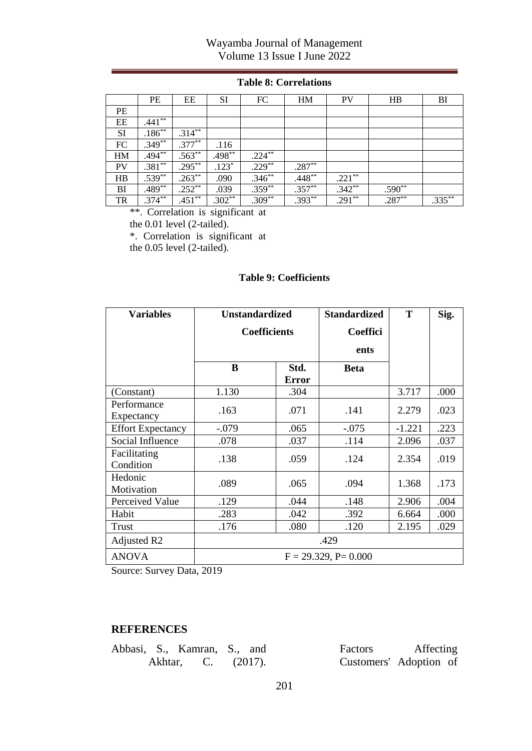**Table 8: Correlations**

| | PE | EE | SI | FC | HM | PV | HB | BI |
|---|---|---|---|---|---|---|---|---|
| PE | | | | | | | | |
| EE | .441** | | | | | | | |
| SI | .186** | .314** | | | | | | |
| FC | .349** | .377** | .116 | | | | | |
| HM | .494** | .563** | .498** | .224** | | | | |
| PV | .381** | .295** | .123* | .229** | .287** | | | |
| HB | .539** | .263** | .090 | .346** | .448** | .221** | | |
| BI | .489** | .252** | .039 | .359** | .357** | .342** | .590** | |
| TR | .374** | .451** | .302** | .309** | .393** | .291** | .287** | .335** |

**. Correlation is significant at the 0.01 level (2-tailed).

*. Correlation is significant at the 0.05 level (2-tailed).

**Table 9: Coefficients**

| **Variables** | **Unstandardized Coefficients** | | **Standardized Coefficients** | **T** | **Sig.** |
|---|---|---|---|---|---|
| | **B** | **Std. Error** | **Beta** | | |
| (Constant) | 1.130 | .304 | | 3.717 | .000 |
| Performance Expectancy | .163 | .071 | .141 | 2.279 | .023 |
| Effort Expectancy | -.079 | .065 | -.075 | -1.221 | .223 |
| Social Influence | .078 | .037 | .114 | 2.096 | .037 |
| Facilitating Condition | .138 | .059 | .124 | 2.354 | .019 |
| Hedonic Motivation | .089 | .065 | .094 | 1.368 | .173 |
| Perceived Value | .129 | .044 | .148 | 2.906 | .004 |
| Habit | .283 | .042 | .392 | 6.664 | .000 |
| Trust | .176 | .080 | .120 | 2.195 | .029 |
| Adjusted R2 | .429 | | | | |
| ANOVA | F = 29.329, P= 0.000 | | | | |

Source: Survey Data, 2019

## REFERENCES

Abbasi, S., Kamran, S., and Akhtar, C. (2017). Factors Affecting Customers' Adoption of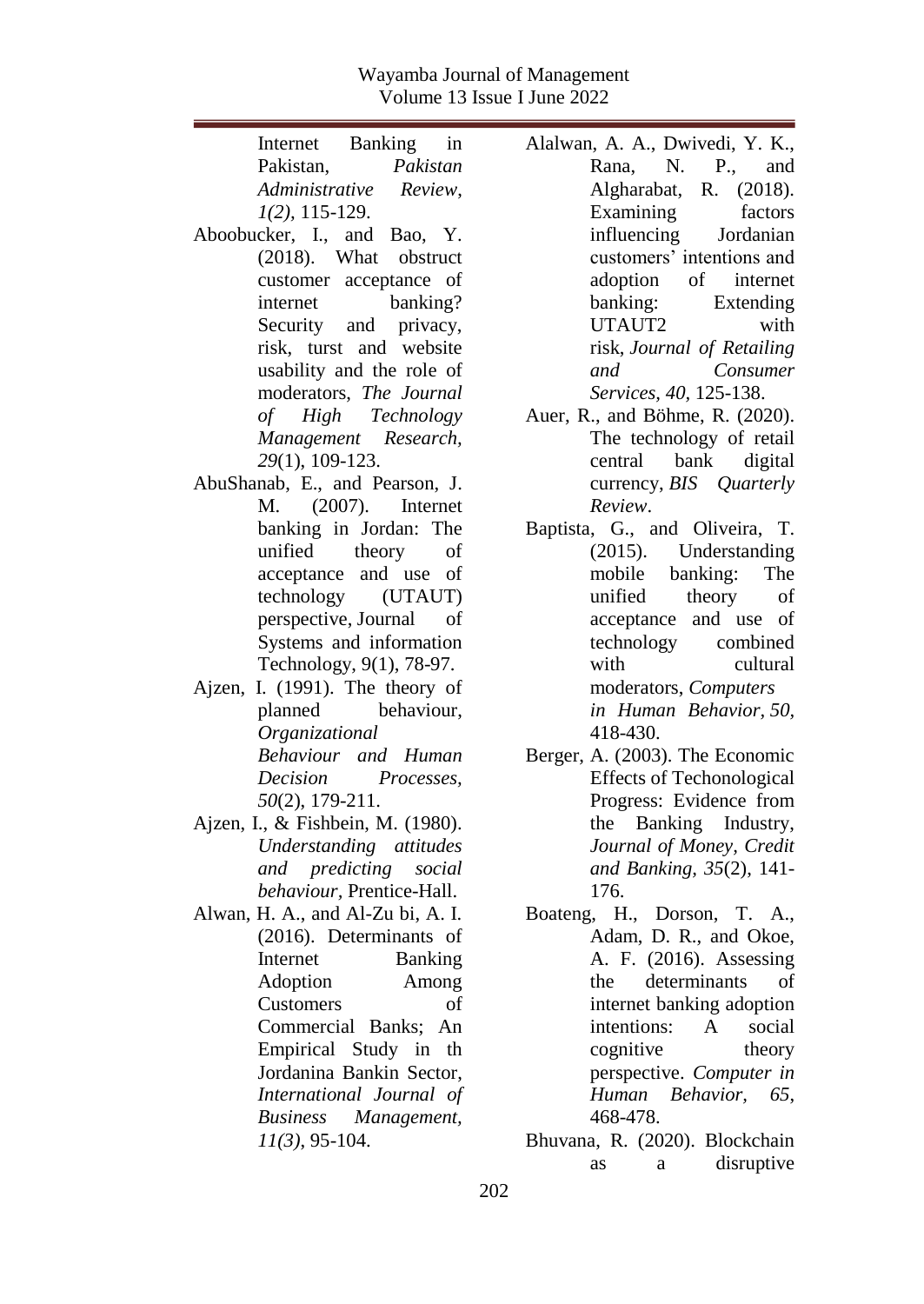Internet Banking in Pakistan, *Pakistan Administrative Review*, *1(2)*, 115-129.

Aboobucker, I., and Bao, Y. (2018). What obstruct customer acceptance of internet banking? Security and privacy, risk, turst and website usability and the role of moderators, *The Journal of High Technology Management Research*, *29*(1), 109-123.

AbuShanab, E., and Pearson, J. M. (2007). Internet banking in Jordan: The unified theory of acceptance and use of technology (UTAUT) perspective, Journal of Systems and information Technology, 9(1), 78-97.

Ajzen, I. (1991). The theory of planned behaviour, *Organizational Behaviour and Human Decision Processes*, *50*(2), 179-211.

Ajzen, I., & Fishbein, M. (1980). *Understanding attitudes and predicting social behaviour*, Prentice-Hall.

Alwan, H. A., and Al-Zu bi, A. I. (2016). Determinants of Internet Banking Adoption Among Customers of Commercial Banks; An Empirical Study in th Jordanina Bankin Sector, *International Journal of Business Management*, *11(3)*, 95-104.

Alalwan, A. A., Dwivedi, Y. K., Rana, N. P., and Algharabat, R. (2018). Examining factors influencing Jordanian customers' intentions and adoption of internet banking: Extending UTAUT2 with risk, *Journal of Retailing and Consumer Services*, *40*, 125-138.

Auer, R., and Böhme, R. (2020). The technology of retail central bank digital currency, *BIS Quarterly Review*.

Baptista, G., and Oliveira, T. (2015). Understanding mobile banking: The unified theory of acceptance and use of technology combined with cultural moderators, *Computers in Human Behavior*, *50*, 418-430.

Berger, A. (2003). The Economic Effects of Techonological Progress: Evidence from the Banking Industry, *Journal of Money, Credit and Banking*, *35*(2), 141-176.

Boateng, H., Dorson, T. A., Adam, D. R., and Okoe, A. F. (2016). Assessing the determinants of internet banking adoption intentions: A social cognitive theory perspective. *Computer in Human Behavior*, *65*, 468-478.

Bhuvana, R. (2020). Blockchain as a disruptive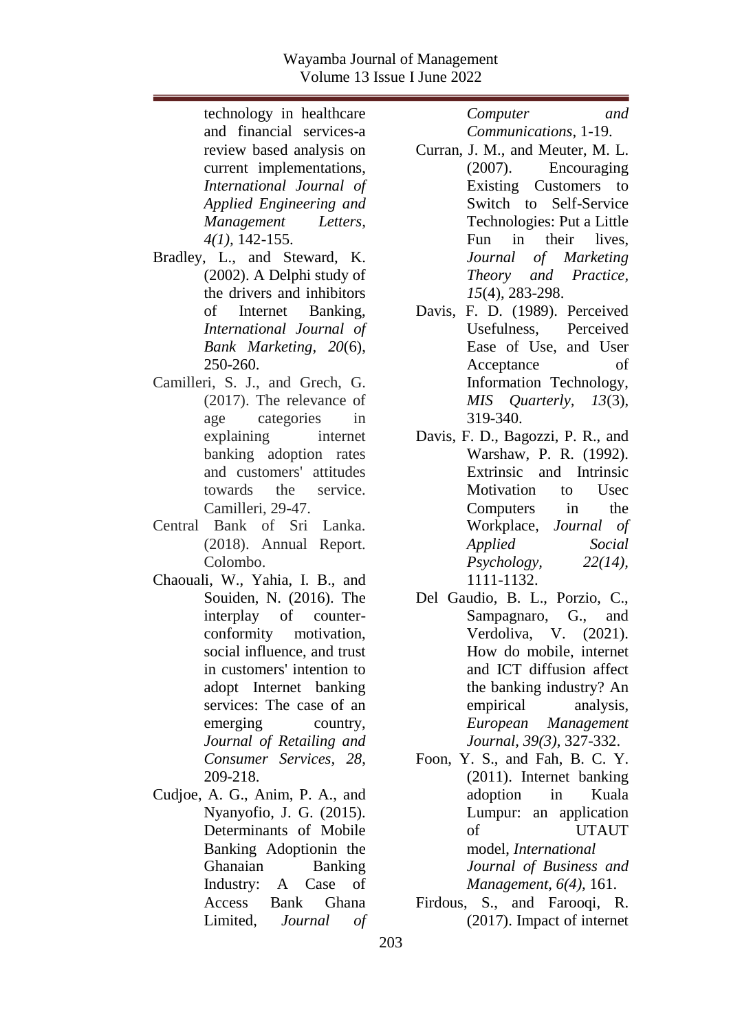technology in healthcare and financial services-a review based analysis on current implementations, *International Journal of Applied Engineering and Management Letters*, *4(1)*, 142-155.

Bradley, L., and Steward, K. (2002). A Delphi study of the drivers and inhibitors of Internet Banking, *International Journal of Bank Marketing*, *20*(6), 250-260.

Camilleri, S. J., and Grech, G. (2017). The relevance of age categories in explaining internet banking adoption rates and customers' attitudes towards the service. Camilleri, 29-47.

Central Bank of Sri Lanka. (2018). Annual Report. Colombo.

Chaouali, W., Yahia, I. B., and Souiden, N. (2016). The interplay of counter-conformity motivation, social influence, and trust in customers' intention to adopt Internet banking services: The case of an emerging country, *Journal of Retailing and Consumer Services*, *28*, 209-218.

Cudjoe, A. G., Anim, P. A., and Nyanyofio, J. G. (2015). Determinants of Mobile Banking Adoptionin the Ghanaian Banking Industry: A Case of Access Bank Ghana Limited, *Journal of Computer and Communications*, 1-19.

Curran, J. M., and Meuter, M. L. (2007). Encouraging Existing Customers to Switch to Self-Service Technologies: Put a Little Fun in their lives, *Journal of Marketing Theory and Practice*, *15*(4), 283-298.

Davis, F. D. (1989). Perceived Usefulness, Perceived Ease of Use, and User Acceptance of Information Technology, *MIS Quarterly*, *13*(3), 319-340.

Davis, F. D., Bagozzi, P. R., and Warshaw, P. R. (1992). Extrinsic and Intrinsic Motivation to Usec Computers in the Workplace, *Journal of Applied Social Psychology*, *22(14)*, 1111-1132.

Del Gaudio, B. L., Porzio, C., Sampagnaro, G., and Verdoliva, V. (2021). How do mobile, internet and ICT diffusion affect the banking industry? An empirical analysis, *European Management Journal*, *39(3)*, 327-332.

Foon, Y. S., and Fah, B. C. Y. (2011). Internet banking adoption in Kuala Lumpur: an application of UTAUT model, *International Journal of Business and Management*, *6(4)*, 161.

Firdous, S., and Farooqi, R. (2017). Impact of internet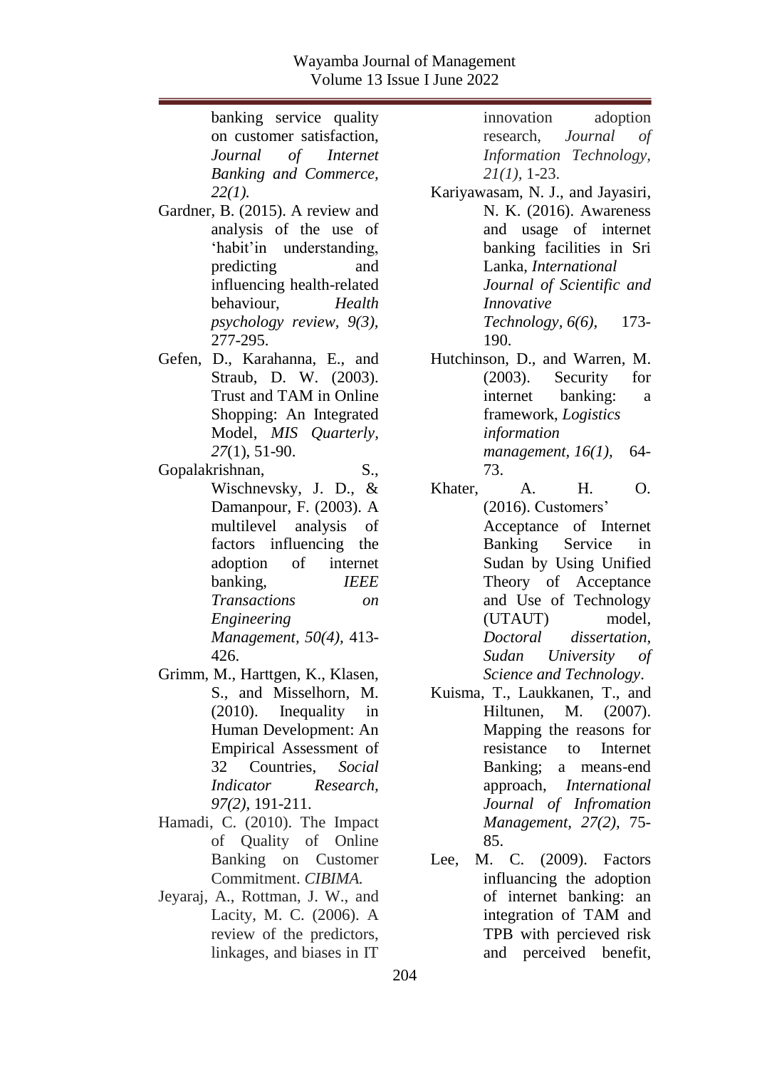banking service quality on customer satisfaction, *Journal of Internet Banking and Commerce, 22(1).*

Gardner, B. (2015). A review and analysis of the use of 'habit'in understanding, predicting and influencing health-related behaviour, *Health psychology review, 9(3),* 277-295.

Gefen, D., Karahanna, E., and Straub, D. W. (2003). Trust and TAM in Online Shopping: An Integrated Model, *MIS Quarterly*, *27*(1), 51-90.

Gopalakrishnan, S., Wischnevsky, J. D., & Damanpour, F. (2003). A multilevel analysis of factors influencing the adoption of internet banking, *IEEE Transactions on Engineering Management*, *50(4),* 413-426.

Grimm, M., Harttgen, K., Klasen, S., and Misselhorn, M. (2010). Inequality in Human Development: An Empirical Assessment of 32 Countries, *Social Indicator Research, 97(2),* 191-211.

Hamadi, C. (2010). The Impact of Quality of Online Banking on Customer Commitment. *CIBIMA.*

Jeyaraj, A., Rottman, J. W., and Lacity, M. C. (2006). A review of the predictors, linkages, and biases in IT innovation adoption research, *Journal of Information Technology, 21(1),* 1-23.

Kariyawasam, N. J., and Jayasiri, N. K. (2016). Awareness and usage of internet banking facilities in Sri Lanka, *International Journal of Scientific and Innovative Technology*, *6(6),* 173-190.

Hutchinson, D., and Warren, M. (2003). Security for internet banking: a framework, *Logistics information management*, *16(1),* 64-73.

Khater, A. H. O. (2016). Customers' Acceptance of Internet Banking Service in Sudan by Using Unified Theory of Acceptance and Use of Technology (UTAUT) model, *Doctoral dissertation, Sudan University of Science and Technology*.

Kuisma, T., Laukkanen, T., and Hiltunen, M. (2007). Mapping the reasons for resistance to Internet Banking; a means-end approach, *International Journal of Infromation Management, 27(2),* 75-85.

Lee, M. C. (2009). Factors influancing the adoption of internet banking: an integration of TAM and TPB with percieved risk and perceived benefit,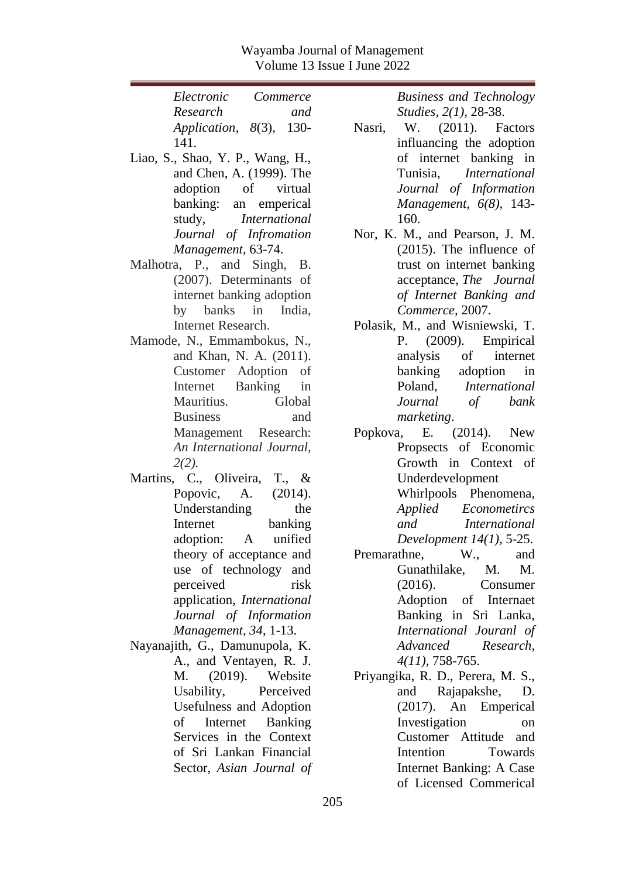*Electronic Commerce Research and Application*, *8*(3), 130-141.

Liao, S., Shao, Y. P., Wang, H., and Chen, A. (1999). The adoption of virtual banking: an emperical study, *International Journal of Infromation Management*, 63-74.

Malhotra, P., and Singh, B. (2007). Determinants of internet banking adoption by banks in India, Internet Research.

Mamode, N., Emmambokus, N., and Khan, N. A. (2011). Customer Adoption of Internet Banking in Mauritius. Global Business and Management Research: *An International Journal, 2(2).*

Martins, C., Oliveira, T., & Popovic, A. (2014). Understanding the Internet banking adoption: A unified theory of acceptance and use of technology and perceived risk application, *International Journal of Information Management, 34*, 1-13.

Nayanajith, G., Damunupola, K. A., and Ventayen, R. J. M. (2019). Website Usability, Perceived Usefulness and Adoption of Internet Banking Services in the Context of Sri Lankan Financial Sector, *Asian Journal of Business and Technology Studies, 2(1)*, 28-38.

Nasri, W. (2011). Factors influancing the adoption of internet banking in Tunisia, *International Journal of Information Management, 6(8),* 143-160.

Nor, K. M., and Pearson, J. M. (2015). The influence of trust on internet banking acceptance, *The Journal of Internet Banking and Commerce,* 2007.

Polasik, M., and Wisniewski, T. P. (2009). Empirical analysis of internet banking adoption in Poland, *International Journal of bank marketing*.

Popkova, E. (2014). New Propsects of Economic Growth in Context of Underdevelopment Whirlpools Phenomena, *Applied Econometircs and International Development 14(1),* 5-25.

Premarathne, W., and Gunathilake, M. M. (2016). Consumer Adoption of Internaet Banking in Sri Lanka, *International Jouranl of Advanced Research, 4(11)*, 758-765.

Priyangika, R. D., Perera, M. S., and Rajapakshe, D. (2017). An Emperical Investigation on Customer Attitude and Intention Towards Internet Banking: A Case of Licensed Commerical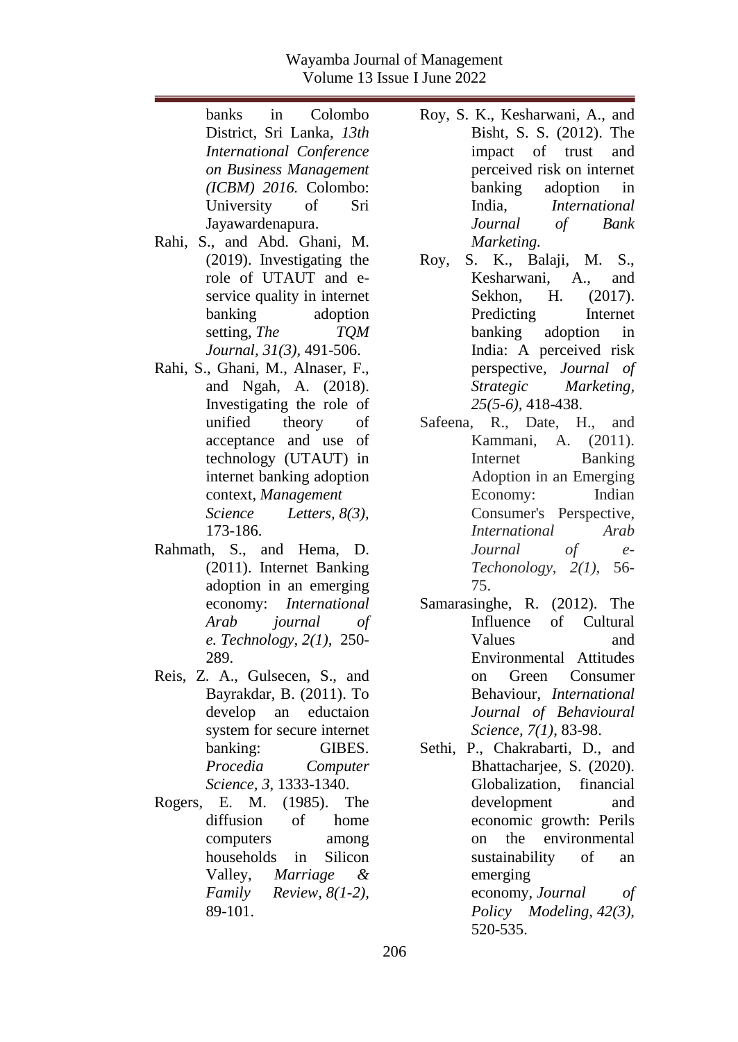banks in Colombo District, Sri Lanka, *13th International Conference on Business Management (ICBM) 2016.* Colombo: University of Sri Jayawardenapura.

Rahi, S., and Abd. Ghani, M. (2019). Investigating the role of UTAUT and e-service quality in internet banking adoption setting, *The TQM Journal, 31(3)*, 491-506.

Rahi, S., Ghani, M., Alnaser, F., and Ngah, A. (2018). Investigating the role of unified theory of acceptance and use of technology (UTAUT) in internet banking adoption context, *Management Science Letters, 8(3),* 173-186.

Rahmath, S., and Hema, D. (2011). Internet Banking adoption in an emerging economy: *International Arab journal of e. Technology, 2(1),* 250-289.

Reis, Z. A., Gulsecen, S., and Bayrakdar, B. (2011). To develop an eductaion system for secure internet banking: GIBES. *Procedia Computer Science, 3,* 1333-1340.

Rogers, E. M. (1985). The diffusion of home computers among households in Silicon Valley, *Marriage & Family Review, 8(1-2),* 89-101.

Roy, S. K., Kesharwani, A., and Bisht, S. S. (2012). The impact of trust and perceived risk on internet banking adoption in India, *International Journal of Bank Marketing.*

Roy, S. K., Balaji, M. S., Kesharwani, A., and Sekhon, H. (2017). Predicting Internet banking adoption in India: A perceived risk perspective, *Journal of Strategic Marketing, 25(5-6),* 418-438.

Safeena, R., Date, H., and Kammani, A. (2011). Internet Banking Adoption in an Emerging Economy: Indian Consumer's Perspective, *International Arab Journal of e-Techonology, 2(1),* 56-75.

Samarasinghe, R. (2012). The Influence of Cultural Values and Environmental Attitudes on Green Consumer Behaviour, *International Journal of Behavioural Science, 7(1),* 83-98.

Sethi, P., Chakrabarti, D., and Bhattacharjee, S. (2020). Globalization, financial development and economic growth: Perils on the environmental sustainability of an emerging economy, *Journal of Policy Modeling, 42(3),* 520-535.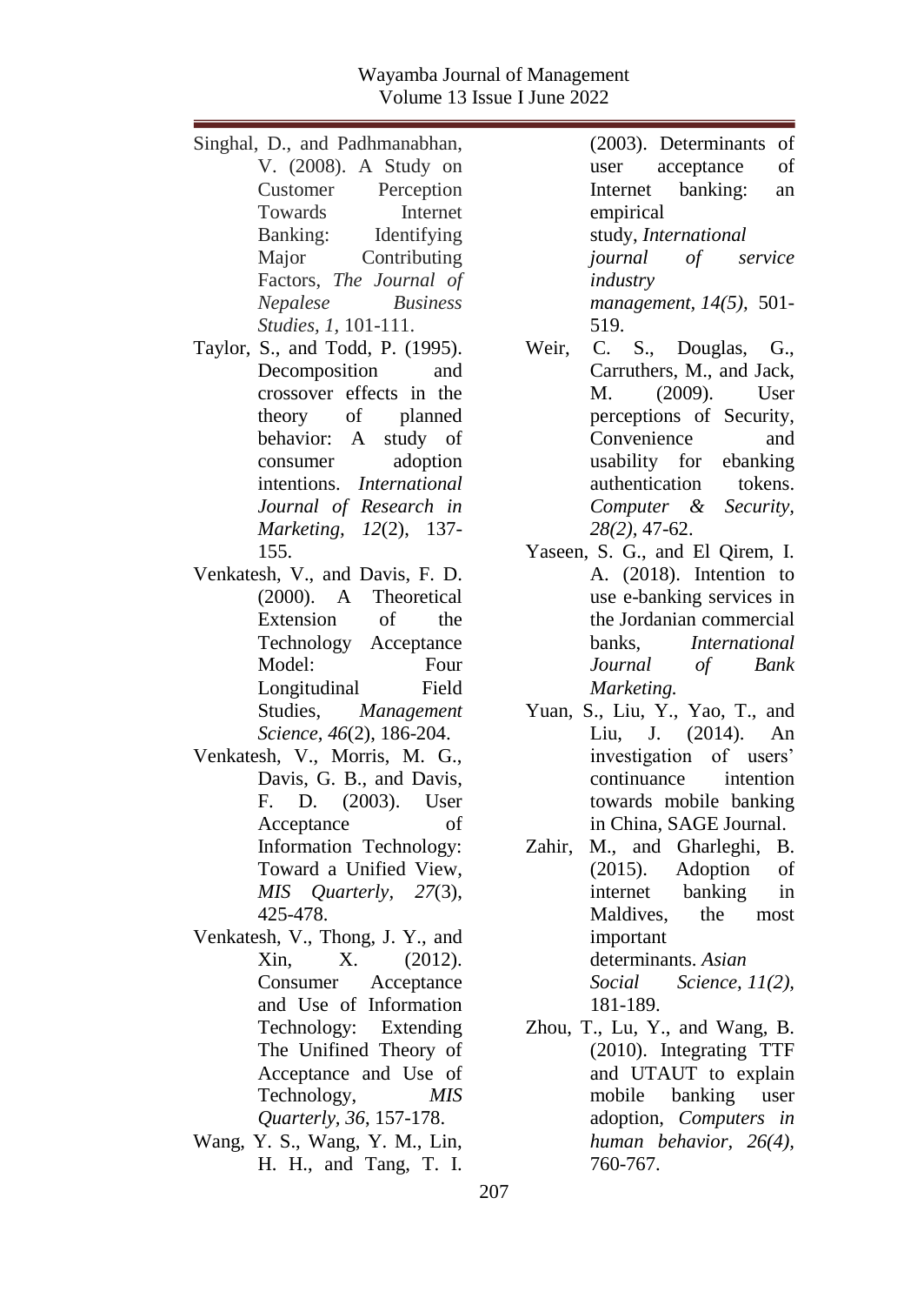Singhal, D., and Padhmanabhan, V. (2008). A Study on Customer Perception Towards Internet Banking: Identifying Major Contributing Factors, *The Journal of Nepalese Business Studies, 1,* 101-111.

Taylor, S., and Todd, P. (1995). Decomposition and crossover effects in the theory of planned behavior: A study of consumer adoption intentions. *International Journal of Research in Marketing, 12*(2), 137-155.

Venkatesh, V., and Davis, F. D. (2000). A Theoretical Extension of the Technology Acceptance Model: Four Longitudinal Field Studies, *Management Science, 46*(2), 186-204.

Venkatesh, V., Morris, M. G., Davis, G. B., and Davis, F. D. (2003). User Acceptance of Information Technology: Toward a Unified View, *MIS Quarterly, 27*(3), 425-478.

Venkatesh, V., Thong, J. Y., and Xin, X. (2012). Consumer Acceptance and Use of Information Technology: Extending The Unified Theory of Acceptance and Use of Technology, *MIS Quarterly, 36*, 157-178.

Wang, Y. S., Wang, Y. M., Lin, H. H., and Tang, T. I. (2003). Determinants of user acceptance of Internet banking: an empirical study, *International journal of service industry management, 14(5),* 501-519.

Weir, C. S., Douglas, G., Carruthers, M., and Jack, M. (2009). User perceptions of Security, Convenience and usability for ebanking authentication tokens. *Computer & Security, 28(2),* 47-62.

Yaseen, S. G., and El Qirem, I. A. (2018). Intention to use e-banking services in the Jordanian commercial banks, *International Journal of Bank Marketing.*

Yuan, S., Liu, Y., Yao, T., and Liu, J. (2014). An investigation of users' continuance intention towards mobile banking in China, SAGE Journal.

Zahir, M., and Gharleghi, B. (2015). Adoption of internet banking in Maldives, the most important determinants. *Asian Social Science, 11(2),* 181-189.

Zhou, T., Lu, Y., and Wang, B. (2010). Integrating TTF and UTAUT to explain mobile banking user adoption, *Computers in human behavior, 26(4),* 760-767.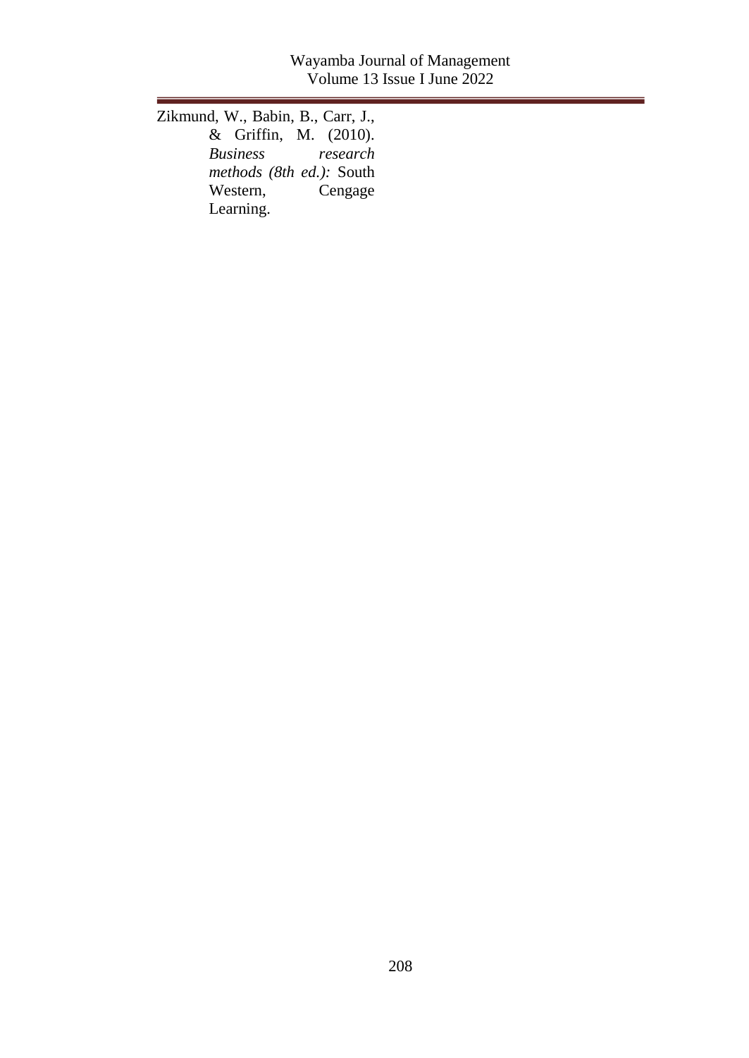Zikmund, W., Babin, B., Carr, J., & Griffin, M. (2010). *Business research methods (8th ed.):* South Western, Cengage Learning.